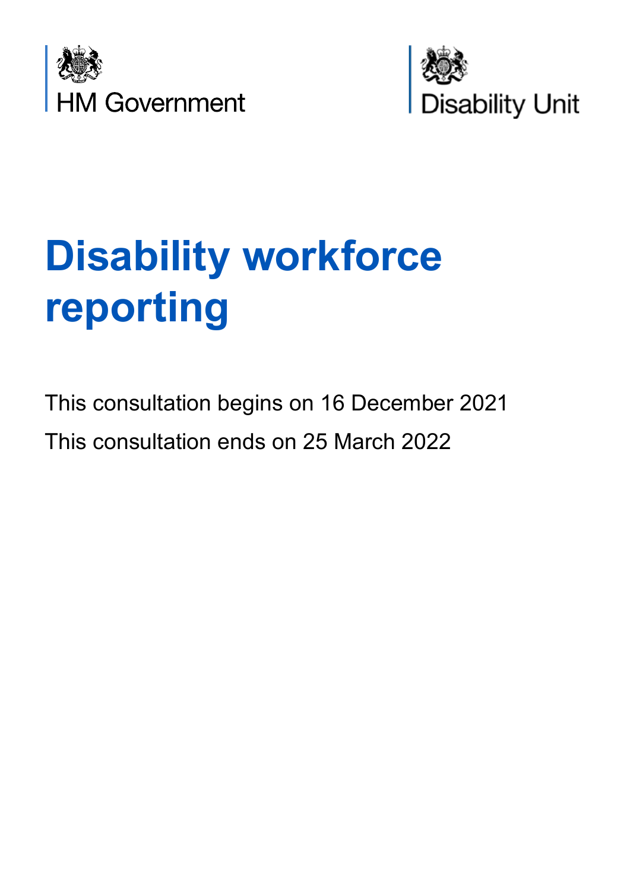HM Government

Disability Unit

# Disability workforce reporting

This consultation begins on 16 December 2021

This consultation ends on 25 March 2022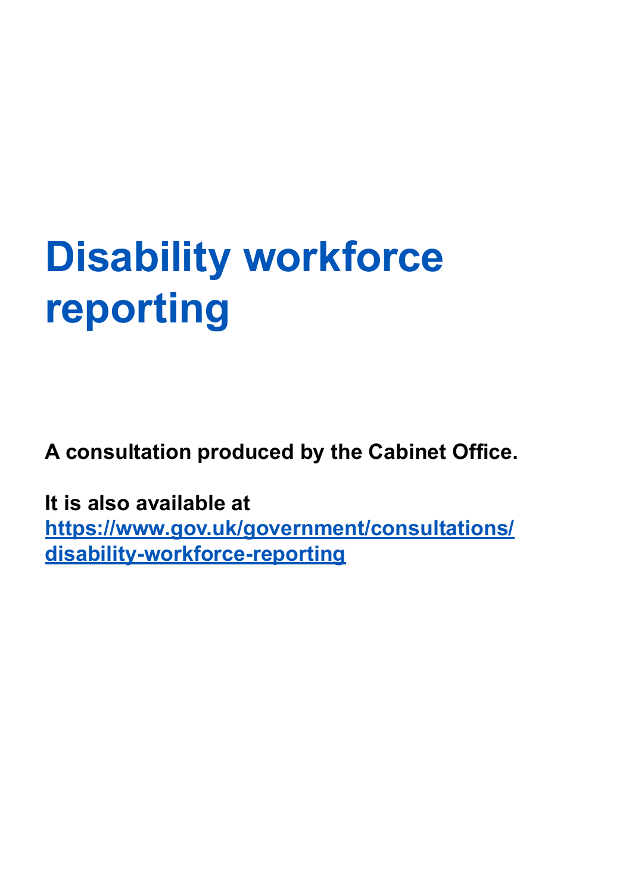# Disability workforce reporting

**A consultation produced by the Cabinet Office.**

**It is also available at [https://www.gov.uk/government/consultations/disability-workforce-reporting](https://www.gov.uk/government/consultations/disability-workforce-reporting)**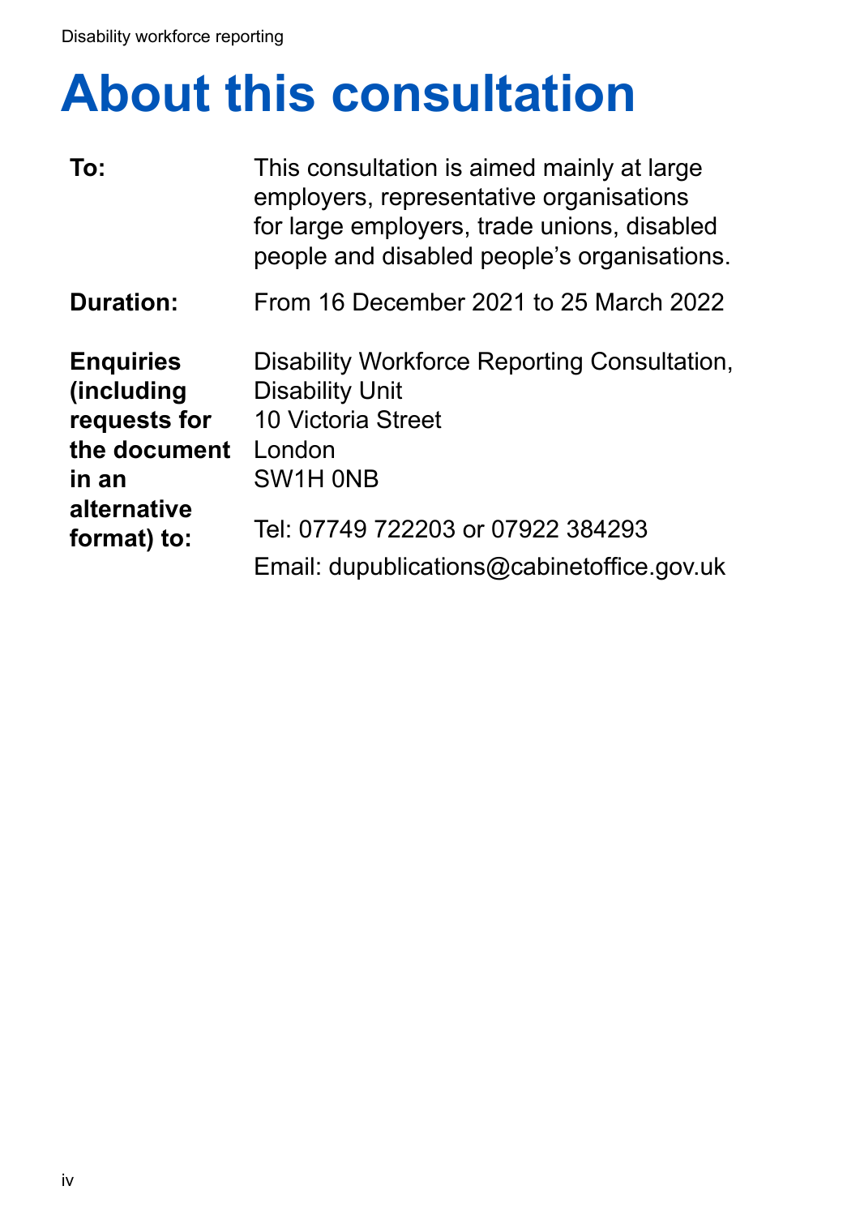# About this consultation

| | |
|---|---|
| **To:** | This consultation is aimed mainly at large employers, representative organisations for large employers, trade unions, disabled people and disabled people's organisations. |
| **Duration:** | From 16 December 2021 to 25 March 2022 |
| **Enquiries (including requests for the document in an alternative format) to:** | Disability Workforce Reporting Consultation, Disability Unit<br>10 Victoria Street<br>London<br>SW1H 0NB<br><br>Tel: 07749 722203 or 07922 384293<br>Email: dupublications@cabinetoffice.gov.uk |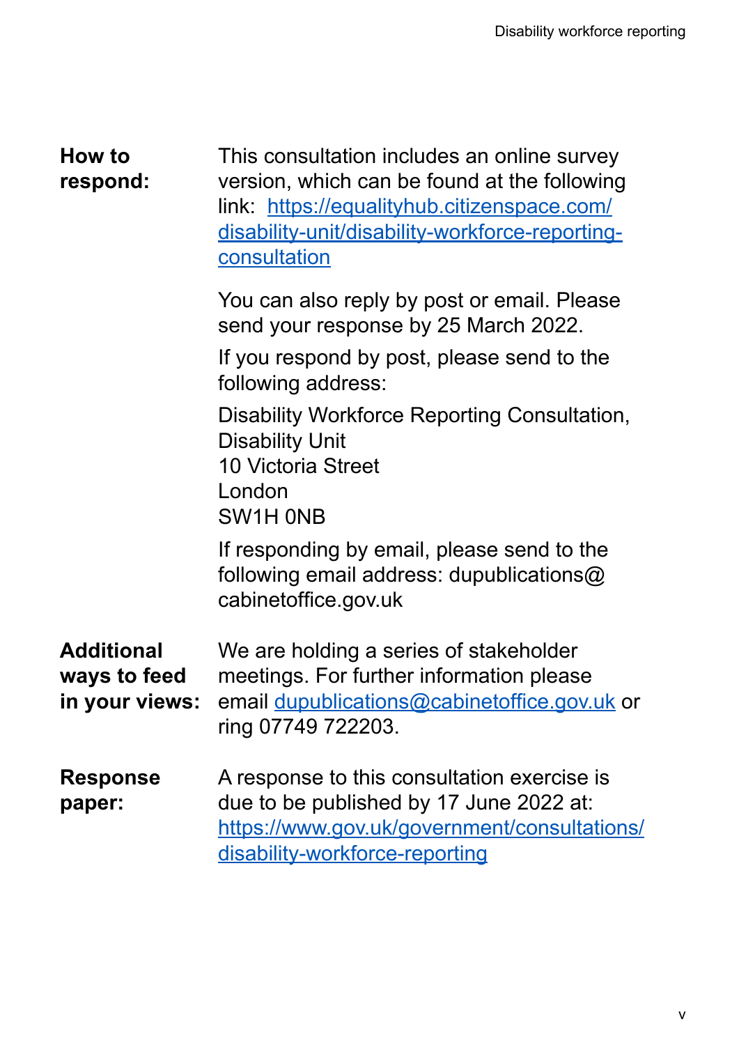**How to respond:**

This consultation includes an online survey version, which can be found at the following link: [https://equalityhub.citizenspace.com/disability-unit/disability-workforce-reporting-consultation](https://equalityhub.citizenspace.com/disability-unit/disability-workforce-reporting-consultation)

You can also reply by post or email. Please send your response by 25 March 2022.

If you respond by post, please send to the following address:

Disability Workforce Reporting Consultation,
Disability Unit
10 Victoria Street
London
SW1H 0NB

If responding by email, please send to the following email address: dupublications@cabinetoffice.gov.uk

**Additional ways to feed in your views:**

We are holding a series of stakeholder meetings. For further information please email [dupublications@cabinetoffice.gov.uk](mailto:dupublications@cabinetoffice.gov.uk) or ring 07749 722203.

**Response paper:**

A response to this consultation exercise is due to be published by 17 June 2022 at: [https://www.gov.uk/government/consultations/disability-workforce-reporting](https://www.gov.uk/government/consultations/disability-workforce-reporting)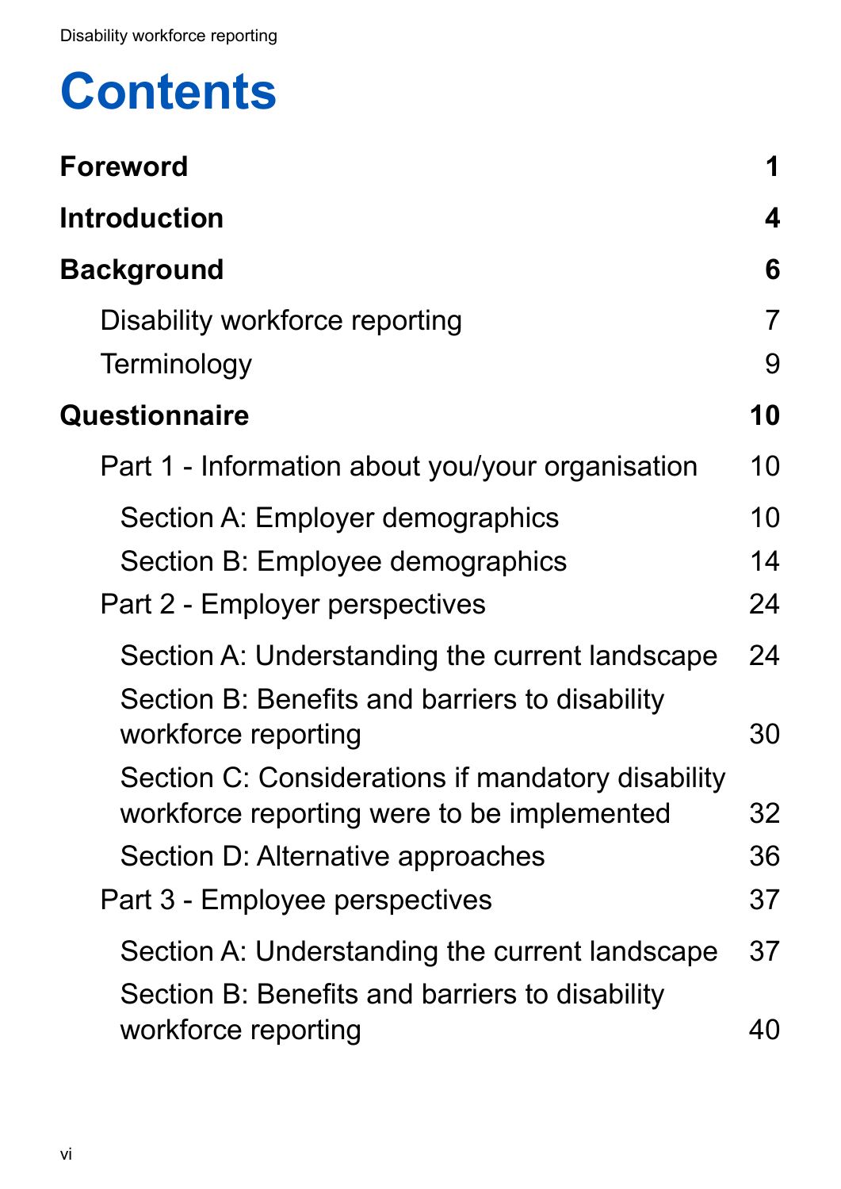# Contents

**Foreword** 1

**Introduction** 4

**Background** 6

- Disability workforce reporting 7
- Terminology 9

**Questionnaire** 10

- Part 1 - Information about you/your organisation 10
  - Section A: Employer demographics 10
  - Section B: Employee demographics 14
- Part 2 - Employer perspectives 24
  - Section A: Understanding the current landscape 24
  - Section B: Benefits and barriers to disability workforce reporting 30
  - Section C: Considerations if mandatory disability workforce reporting were to be implemented 32
  - Section D: Alternative approaches 36
- Part 3 - Employee perspectives 37
  - Section A: Understanding the current landscape 37
  - Section B: Benefits and barriers to disability workforce reporting 40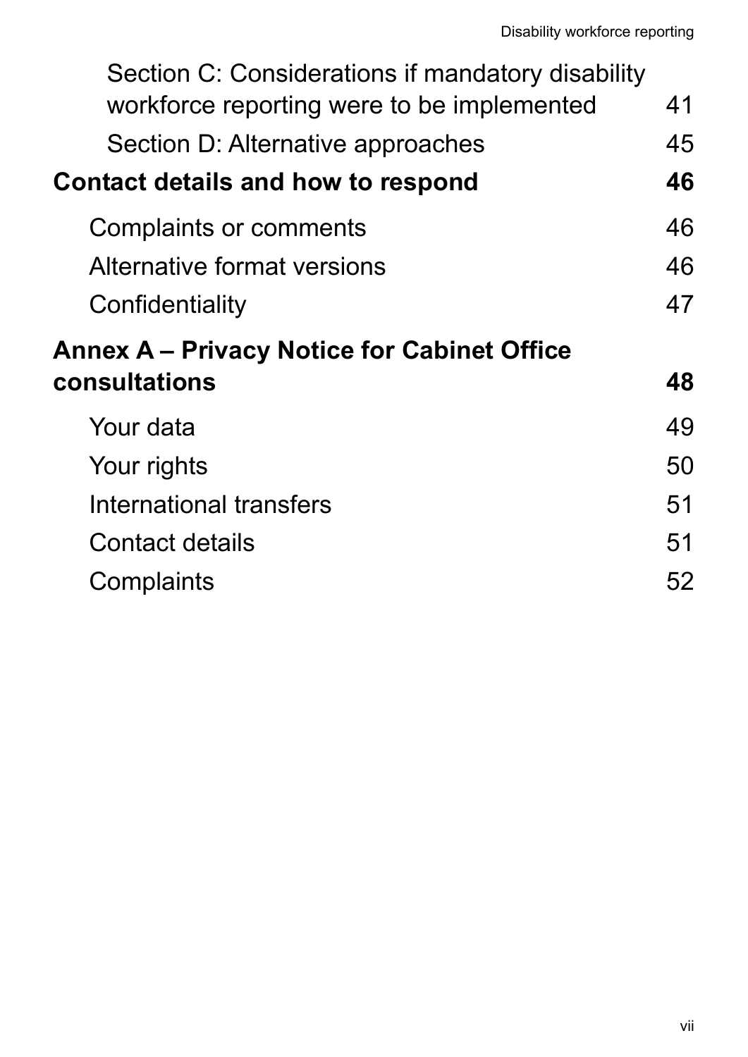Section C: Considerations if mandatory disability workforce reporting were to be implemented 41

Section D: Alternative approaches 45

**Contact details and how to respond 46**

Complaints or comments 46

Alternative format versions 46

Confidentiality 47

**Annex A – Privacy Notice for Cabinet Office consultations 48**

Your data 49

Your rights 50

International transfers 51

Contact details 51

Complaints 52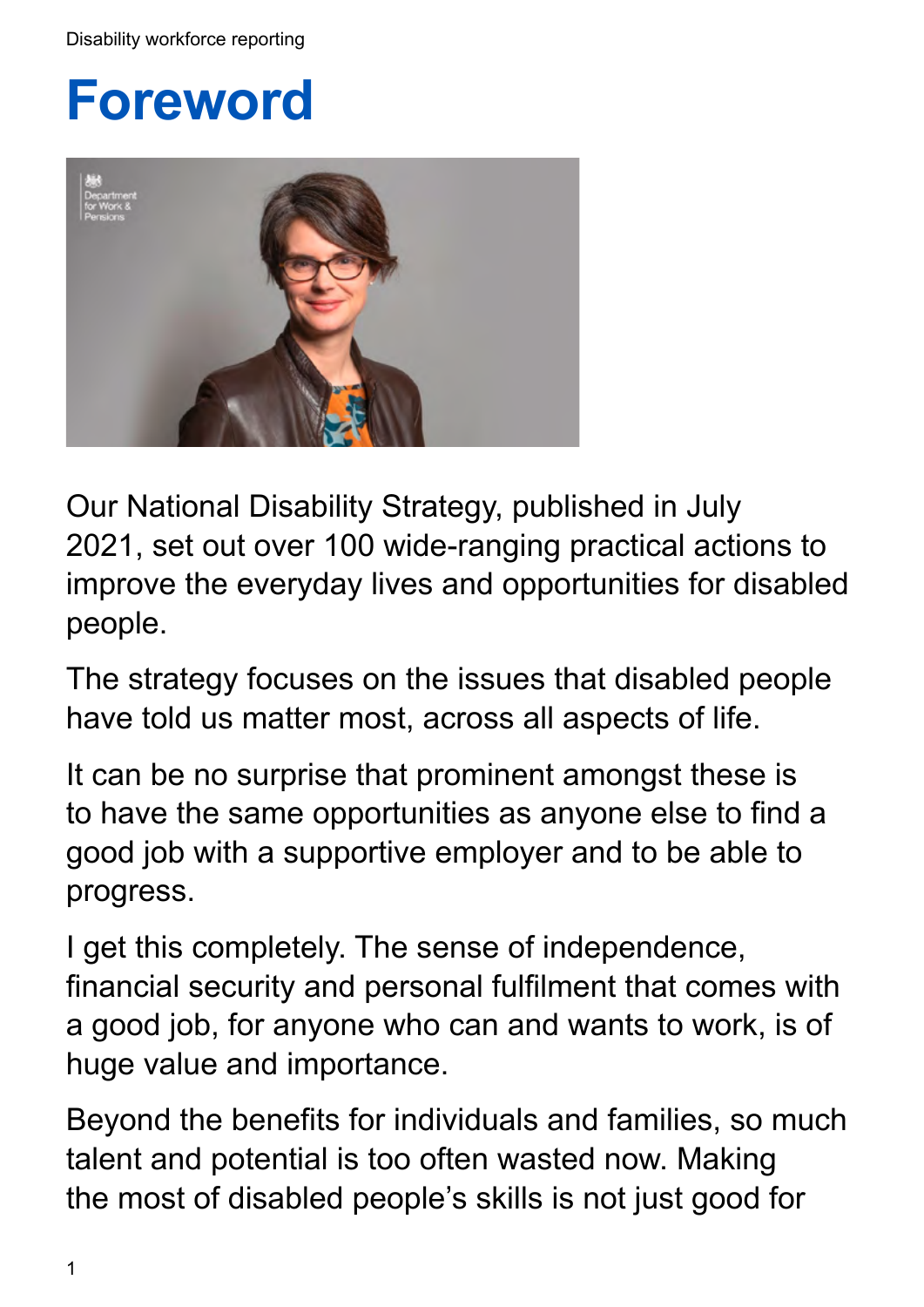# Foreword

Our National Disability Strategy, published in July 2021, set out over 100 wide-ranging practical actions to improve the everyday lives and opportunities for disabled people.

The strategy focuses on the issues that disabled people have told us matter most, across all aspects of life.

It can be no surprise that prominent amongst these is to have the same opportunities as anyone else to find a good job with a supportive employer and to be able to progress.

I get this completely. The sense of independence, financial security and personal fulfilment that comes with a good job, for anyone who can and wants to work, is of huge value and importance.

Beyond the benefits for individuals and families, so much talent and potential is too often wasted now. Making the most of disabled people's skills is not just good for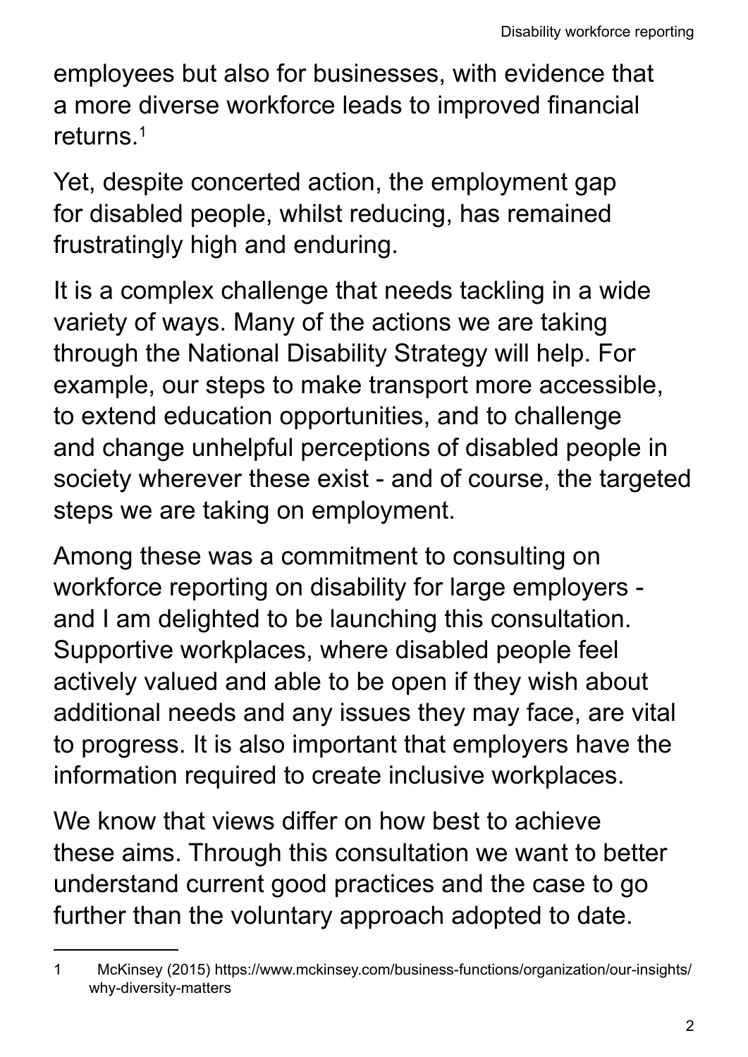employees but also for businesses, with evidence that a more diverse workforce leads to improved financial returns.[1]

Yet, despite concerted action, the employment gap for disabled people, whilst reducing, has remained frustratingly high and enduring.

It is a complex challenge that needs tackling in a wide variety of ways. Many of the actions we are taking through the National Disability Strategy will help. For example, our steps to make transport more accessible, to extend education opportunities, and to challenge and change unhelpful perceptions of disabled people in society wherever these exist - and of course, the targeted steps we are taking on employment.

Among these was a commitment to consulting on workforce reporting on disability for large employers - and I am delighted to be launching this consultation. Supportive workplaces, where disabled people feel actively valued and able to be open if they wish about additional needs and any issues they may face, are vital to progress. It is also important that employers have the information required to create inclusive workplaces.

We know that views differ on how best to achieve these aims. Through this consultation we want to better understand current good practices and the case to go further than the voluntary approach adopted to date.

---

1 McKinsey (2015) https://www.mckinsey.com/business-functions/organization/our-insights/why-diversity-matters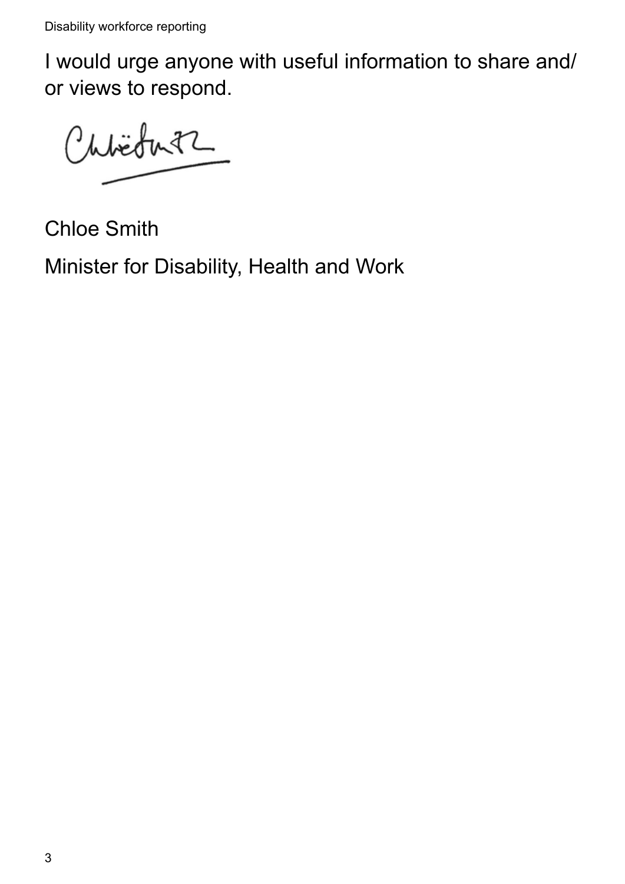I would urge anyone with useful information to share and/or views to respond.

Chloe Smith

Minister for Disability, Health and Work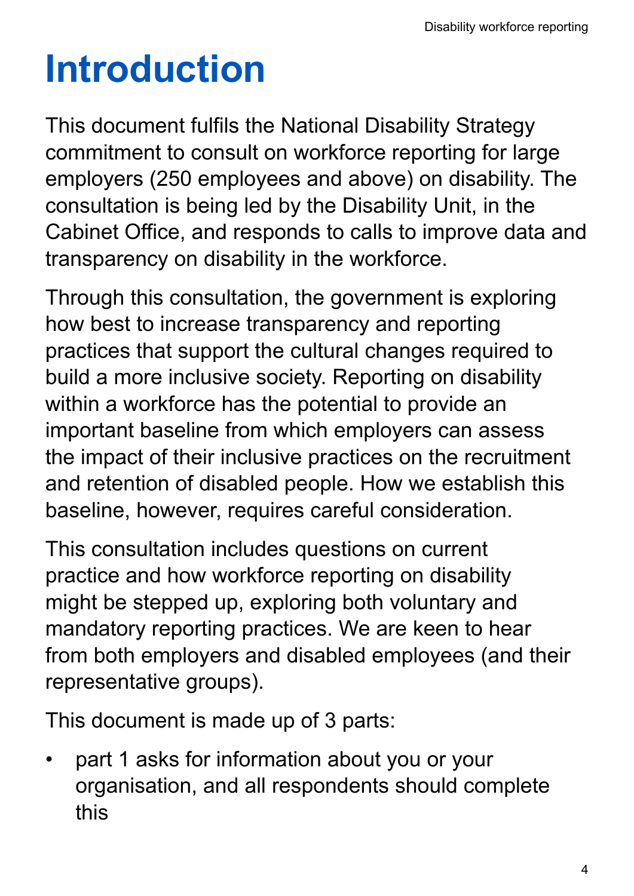# Introduction

This document fulfils the National Disability Strategy commitment to consult on workforce reporting for large employers (250 employees and above) on disability. The consultation is being led by the Disability Unit, in the Cabinet Office, and responds to calls to improve data and transparency on disability in the workforce.

Through this consultation, the government is exploring how best to increase transparency and reporting practices that support the cultural changes required to build a more inclusive society. Reporting on disability within a workforce has the potential to provide an important baseline from which employers can assess the impact of their inclusive practices on the recruitment and retention of disabled people. How we establish this baseline, however, requires careful consideration.

This consultation includes questions on current practice and how workforce reporting on disability might be stepped up, exploring both voluntary and mandatory reporting practices. We are keen to hear from both employers and disabled employees (and their representative groups).

This document is made up of 3 parts:

- part 1 asks for information about you or your organisation, and all respondents should complete this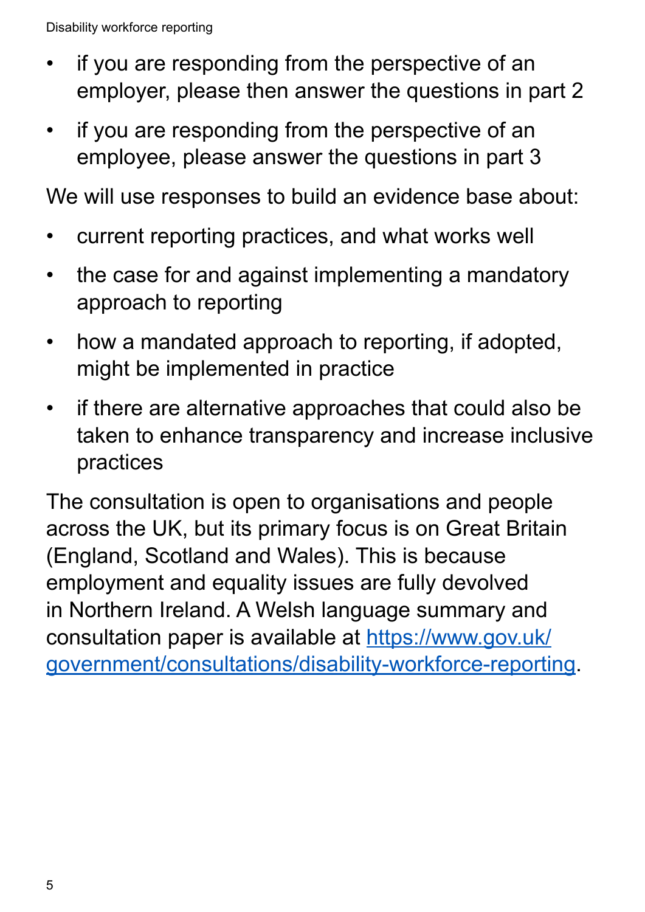- if you are responding from the perspective of an employer, please then answer the questions in part 2
- if you are responding from the perspective of an employee, please answer the questions in part 3

We will use responses to build an evidence base about:

- current reporting practices, and what works well
- the case for and against implementing a mandatory approach to reporting
- how a mandated approach to reporting, if adopted, might be implemented in practice
- if there are alternative approaches that could also be taken to enhance transparency and increase inclusive practices

The consultation is open to organisations and people across the UK, but its primary focus is on Great Britain (England, Scotland and Wales). This is because employment and equality issues are fully devolved in Northern Ireland. A Welsh language summary and consultation paper is available at [https://www.gov.uk/government/consultations/disability-workforce-reporting](https://www.gov.uk/government/consultations/disability-workforce-reporting).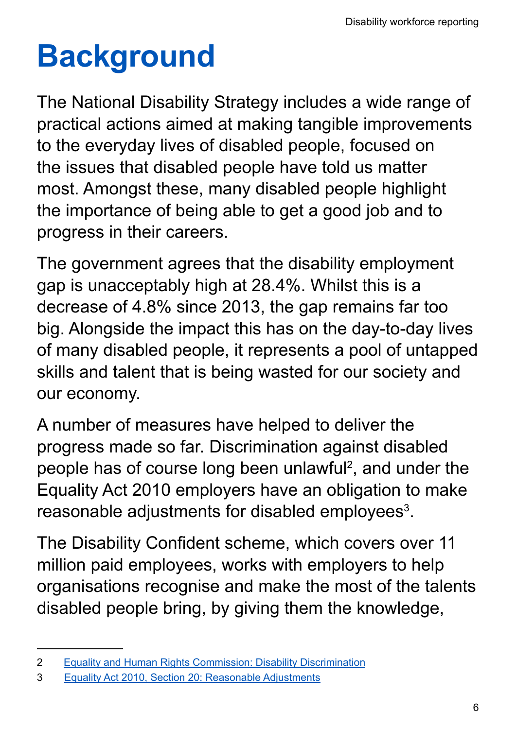# Background

The National Disability Strategy includes a wide range of practical actions aimed at making tangible improvements to the everyday lives of disabled people, focused on the issues that disabled people have told us matter most. Amongst these, many disabled people highlight the importance of being able to get a good job and to progress in their careers.

The government agrees that the disability employment gap is unacceptably high at 28.4%. Whilst this is a decrease of 4.8% since 2013, the gap remains far too big. Alongside the impact this has on the day-to-day lives of many disabled people, it represents a pool of untapped skills and talent that is being wasted for our society and our economy.

A number of measures have helped to deliver the progress made so far. Discrimination against disabled people has of course long been unlawful[2], and under the Equality Act 2010 employers have an obligation to make reasonable adjustments for disabled employees[3].

The Disability Confident scheme, which covers over 11 million paid employees, works with employers to help organisations recognise and make the most of the talents disabled people bring, by giving them the knowledge,

2 Equality and Human Rights Commission: Disability Discrimination

3 Equality Act 2010, Section 20: Reasonable Adjustments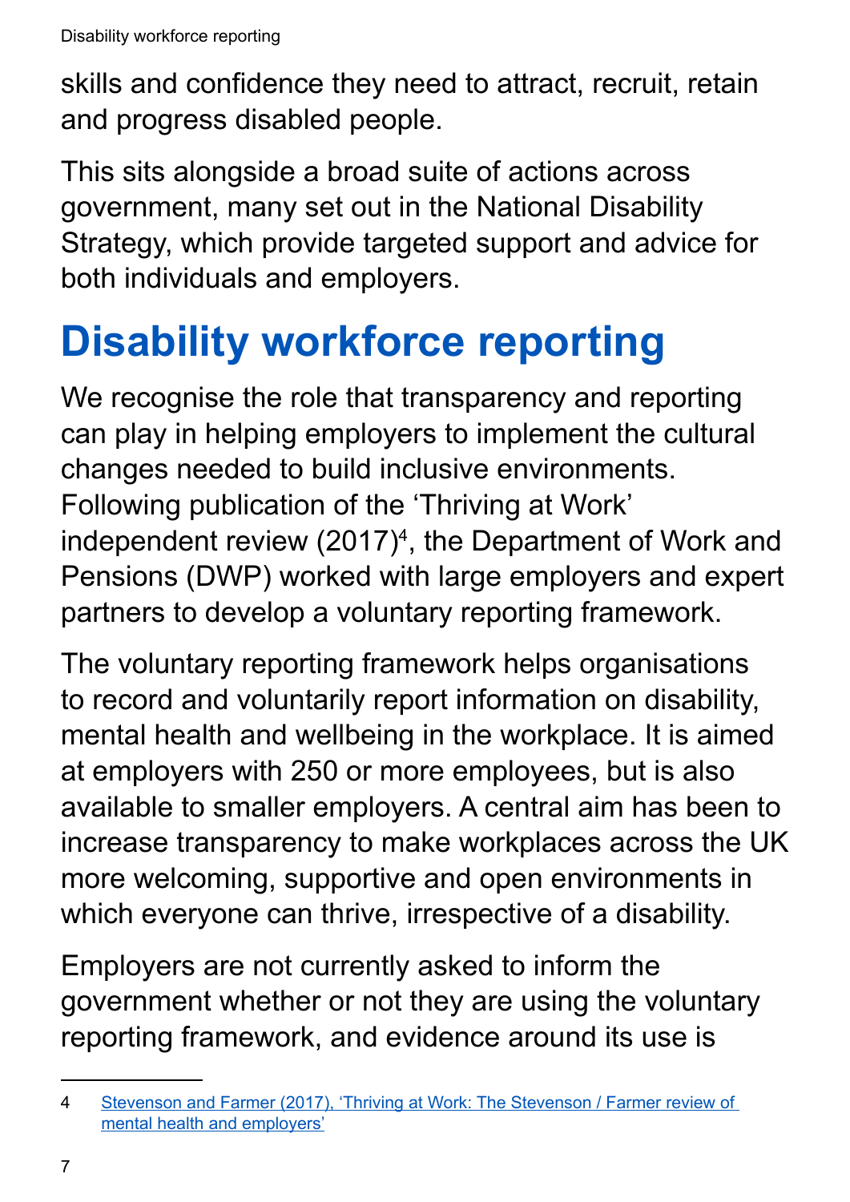skills and confidence they need to attract, recruit, retain and progress disabled people.

This sits alongside a broad suite of actions across government, many set out in the National Disability Strategy, which provide targeted support and advice for both individuals and employers.

# Disability workforce reporting

We recognise the role that transparency and reporting can play in helping employers to implement the cultural changes needed to build inclusive environments. Following publication of the 'Thriving at Work' independent review (2017)[4], the Department of Work and Pensions (DWP) worked with large employers and expert partners to develop a voluntary reporting framework.

The voluntary reporting framework helps organisations to record and voluntarily report information on disability, mental health and wellbeing in the workplace. It is aimed at employers with 250 or more employees, but is also available to smaller employers. A central aim has been to increase transparency to make workplaces across the UK more welcoming, supportive and open environments in which everyone can thrive, irrespective of a disability.

Employers are not currently asked to inform the government whether or not they are using the voluntary reporting framework, and evidence around its use is

---

4 Stevenson and Farmer (2017), 'Thriving at Work: The Stevenson / Farmer review of mental health and employers'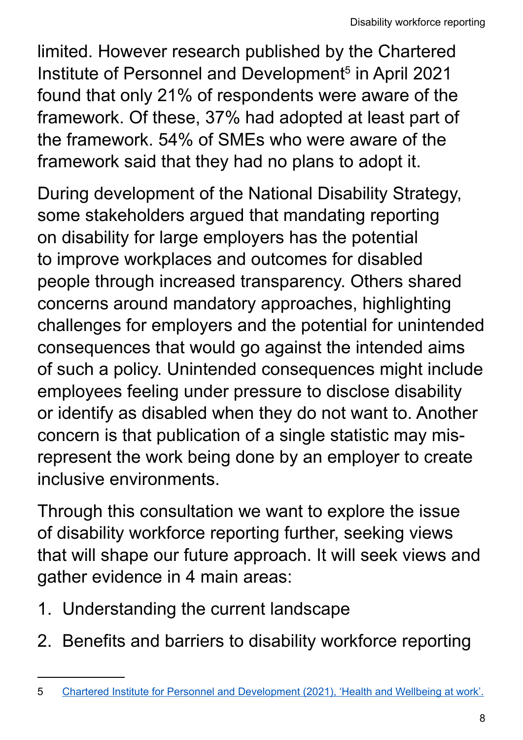limited. However research published by the Chartered Institute of Personnel and Development[5] in April 2021 found that only 21% of respondents were aware of the framework. Of these, 37% had adopted at least part of the framework. 54% of SMEs who were aware of the framework said that they had no plans to adopt it.

During development of the National Disability Strategy, some stakeholders argued that mandating reporting on disability for large employers has the potential to improve workplaces and outcomes for disabled people through increased transparency. Others shared concerns around mandatory approaches, highlighting challenges for employers and the potential for unintended consequences that would go against the intended aims of such a policy. Unintended consequences might include employees feeling under pressure to disclose disability or identify as disabled when they do not want to. Another concern is that publication of a single statistic may mis-represent the work being done by an employer to create inclusive environments.

Through this consultation we want to explore the issue of disability workforce reporting further, seeking views that will shape our future approach. It will seek views and gather evidence in 4 main areas:

1. Understanding the current landscape
2. Benefits and barriers to disability workforce reporting

---

5 [Chartered Institute for Personnel and Development (2021), 'Health and Wellbeing at work'.]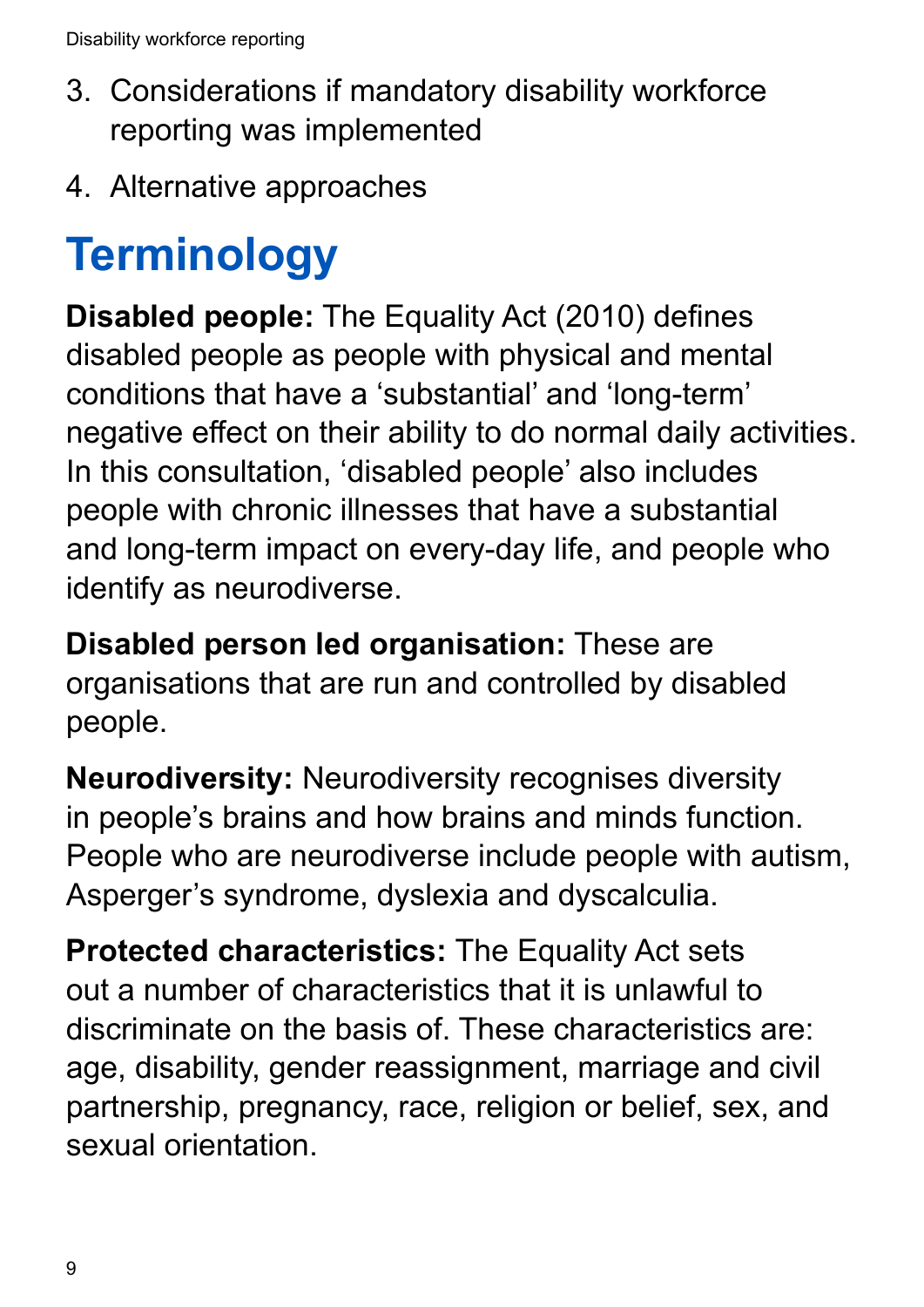3. Considerations if mandatory disability workforce reporting was implemented
4. Alternative approaches

# Terminology

**Disabled people:** The Equality Act (2010) defines disabled people as people with physical and mental conditions that have a 'substantial' and 'long-term' negative effect on their ability to do normal daily activities. In this consultation, 'disabled people' also includes people with chronic illnesses that have a substantial and long-term impact on every-day life, and people who identify as neurodiverse.

**Disabled person led organisation:** These are organisations that are run and controlled by disabled people.

**Neurodiversity:** Neurodiversity recognises diversity in people's brains and how brains and minds function. People who are neurodiverse include people with autism, Asperger's syndrome, dyslexia and dyscalculia.

**Protected characteristics:** The Equality Act sets out a number of characteristics that it is unlawful to discriminate on the basis of. These characteristics are: age, disability, gender reassignment, marriage and civil partnership, pregnancy, race, religion or belief, sex, and sexual orientation.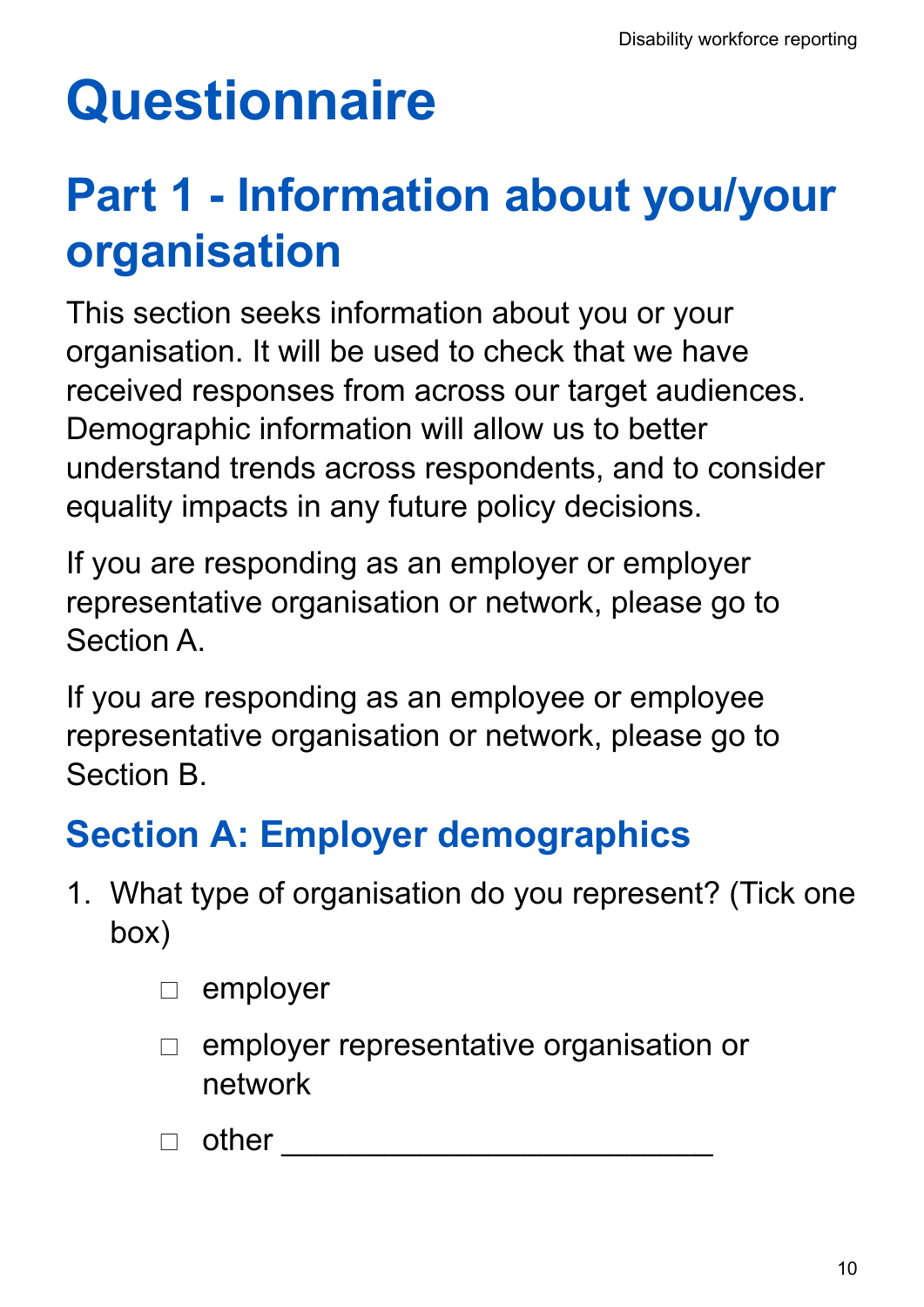# Questionnaire

## Part 1 - Information about you/your organisation

This section seeks information about you or your organisation. It will be used to check that we have received responses from across our target audiences. Demographic information will allow us to better understand trends across respondents, and to consider equality impacts in any future policy decisions.

If you are responding as an employer or employer representative organisation or network, please go to Section A.

If you are responding as an employee or employee representative organisation or network, please go to Section B.

### Section A: Employer demographics

1. What type of organisation do you represent? (Tick one box)

   ☐ employer

   ☐ employer representative organisation or network

   ☐ other ________________________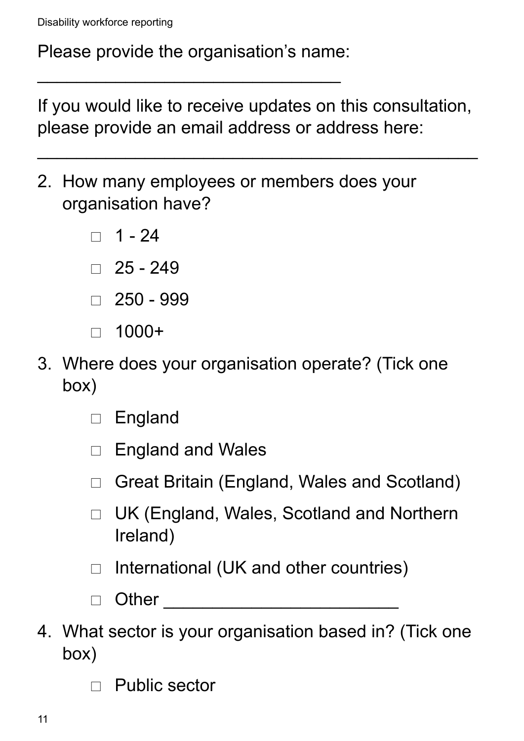Please provide the organisation's name:

_______________________________

If you would like to receive updates on this consultation, please provide an email address or address here:

_____________________________________________

2. How many employees or members does your organisation have?

    □ 1 - 24

    □ 25 - 249

    □ 250 - 999

    □ 1000+

3. Where does your organisation operate? (Tick one box)

    □ England

    □ England and Wales

    □ Great Britain (England, Wales and Scotland)

    □ UK (England, Wales, Scotland and Northern Ireland)

    □ International (UK and other countries)

    □ Other ________________________

4. What sector is your organisation based in? (Tick one box)

    □ Public sector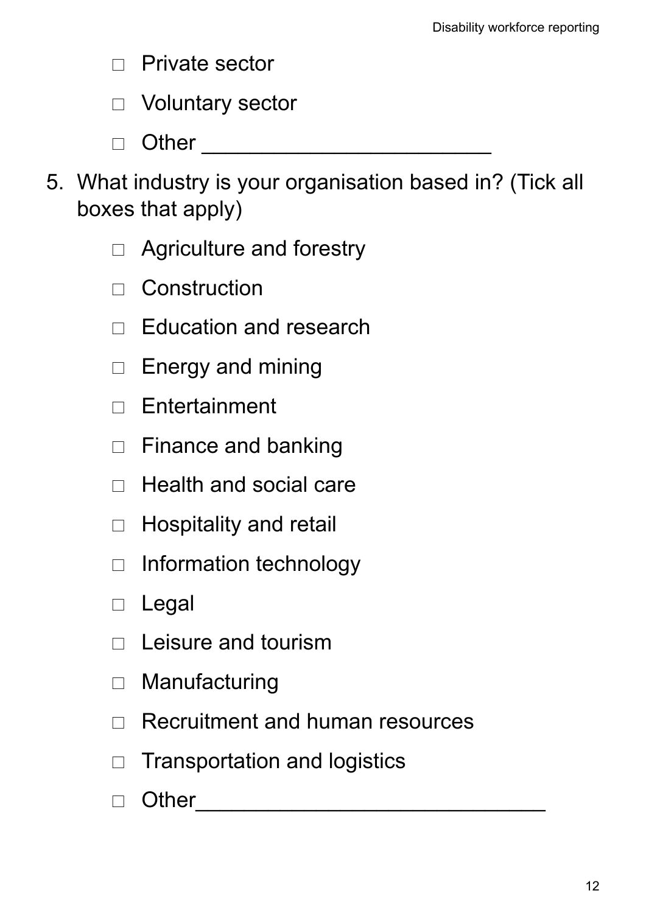- ☐ Private sector
- ☐ Voluntary sector
- ☐ Other ________________________

5. What industry is your organisation based in? (Tick all boxes that apply)

    - ☐ Agriculture and forestry
    - ☐ Construction
    - ☐ Education and research
    - ☐ Energy and mining
    - ☐ Entertainment
    - ☐ Finance and banking
    - ☐ Health and social care
    - ☐ Hospitality and retail
    - ☐ Information technology
    - ☐ Legal
    - ☐ Leisure and tourism
    - ☐ Manufacturing
    - ☐ Recruitment and human resources
    - ☐ Transportation and logistics
    - ☐ Other_____________________________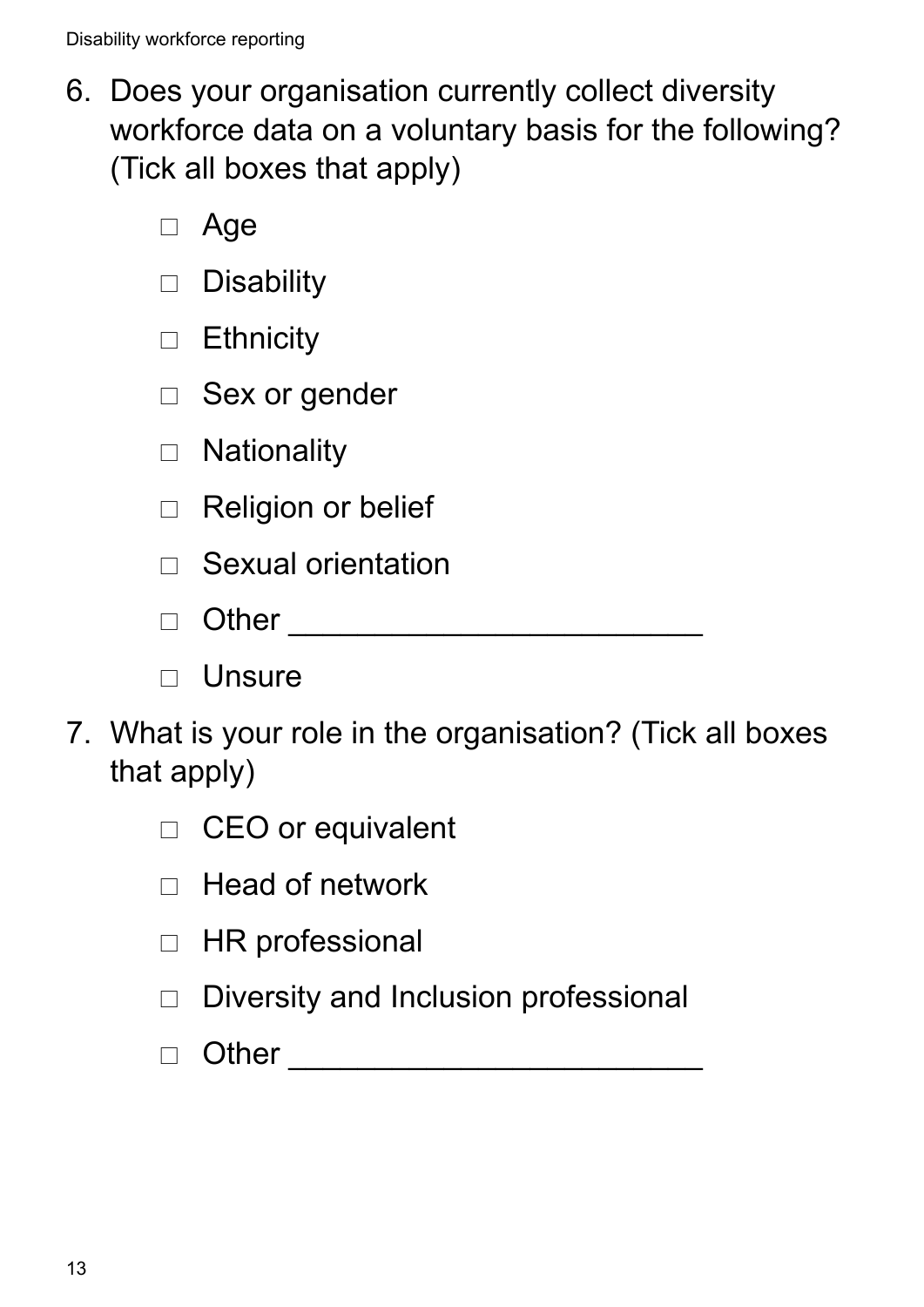6. Does your organisation currently collect diversity workforce data on a voluntary basis for the following? (Tick all boxes that apply)

   - ☐ Age
   - ☐ Disability
   - ☐ Ethnicity
   - ☐ Sex or gender
   - ☐ Nationality
   - ☐ Religion or belief
   - ☐ Sexual orientation
   - ☐ Other ________________________
   - ☐ Unsure

7. What is your role in the organisation? (Tick all boxes that apply)

   - ☐ CEO or equivalent
   - ☐ Head of network
   - ☐ HR professional
   - ☐ Diversity and Inclusion professional
   - ☐ Other ________________________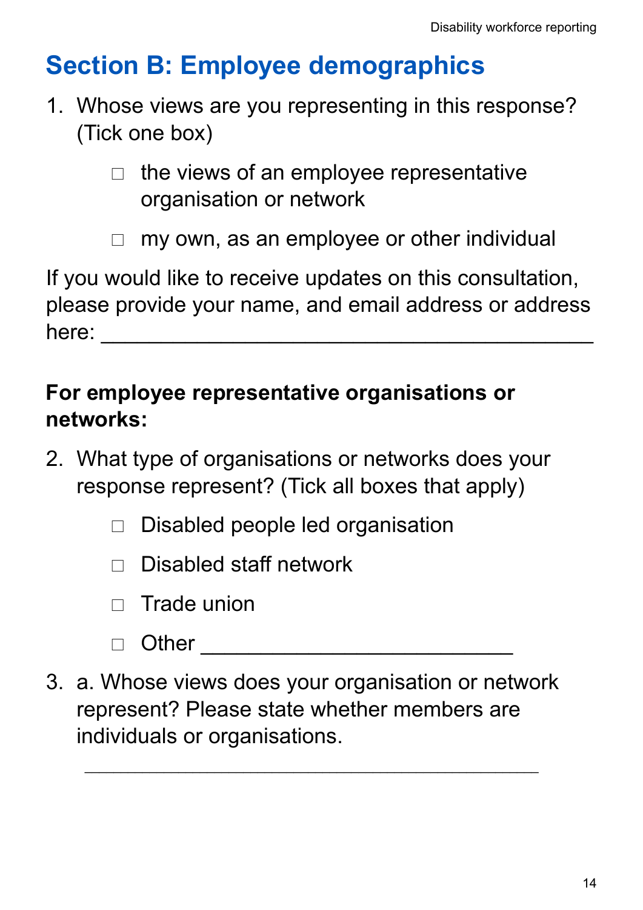# Section B: Employee demographics

1. Whose views are you representing in this response? (Tick one box)

   □ the views of an employee representative organisation or network

   □ my own, as an employee or other individual

If you would like to receive updates on this consultation, please provide your name, and email address or address here: ________________________________________

**For employee representative organisations or networks:**

2. What type of organisations or networks does your response represent? (Tick all boxes that apply)

   □ Disabled people led organisation

   □ Disabled staff network

   □ Trade union

   □ Other ___________________________

3. a. Whose views does your organisation or network represent? Please state whether members are individuals or organisations.

   ________________________________________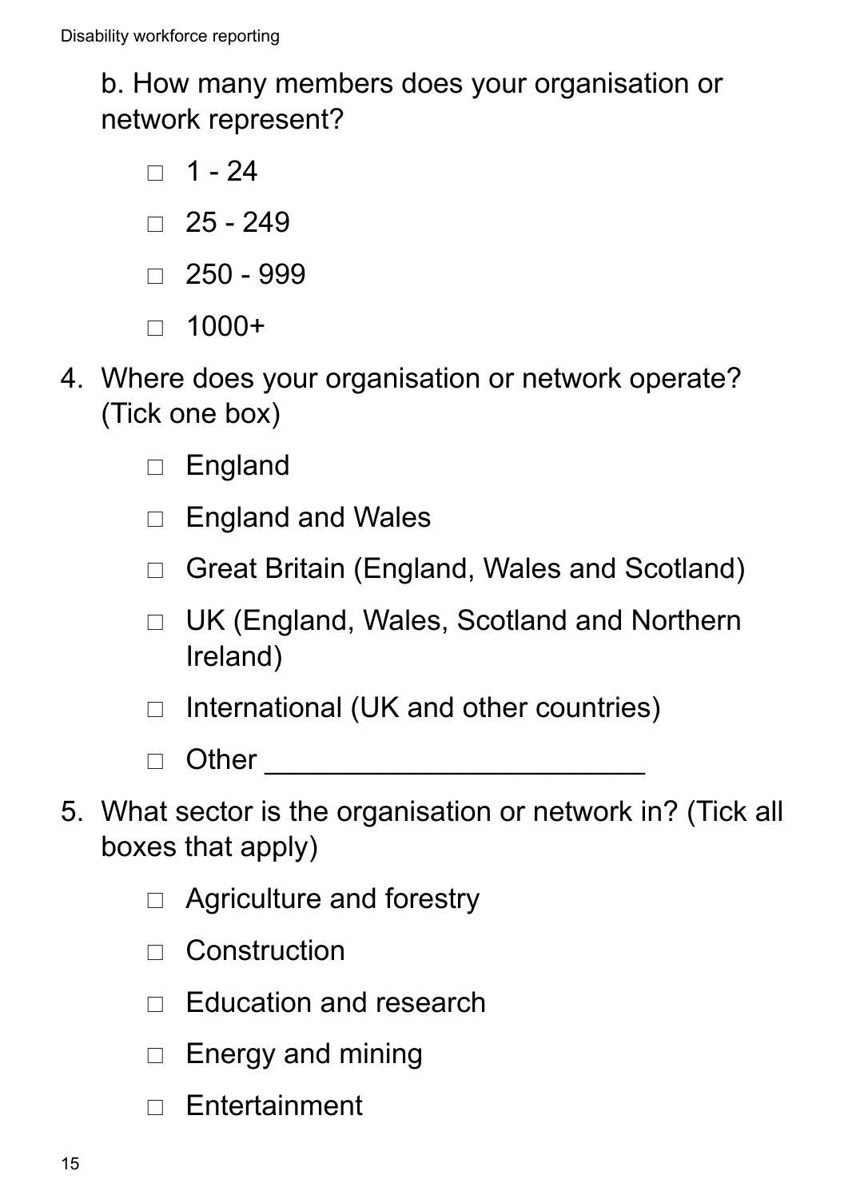b. How many members does your organisation or network represent?

- ☐ 1 - 24
- ☐ 25 - 249
- ☐ 250 - 999
- ☐ 1000+

4. Where does your organisation or network operate? (Tick one box)

   - ☐ England
   - ☐ England and Wales
   - ☐ Great Britain (England, Wales and Scotland)
   - ☐ UK (England, Wales, Scotland and Northern Ireland)
   - ☐ International (UK and other countries)
   - ☐ Other ________________________

5. What sector is the organisation or network in? (Tick all boxes that apply)

   - ☐ Agriculture and forestry
   - ☐ Construction
   - ☐ Education and research
   - ☐ Energy and mining
   - ☐ Entertainment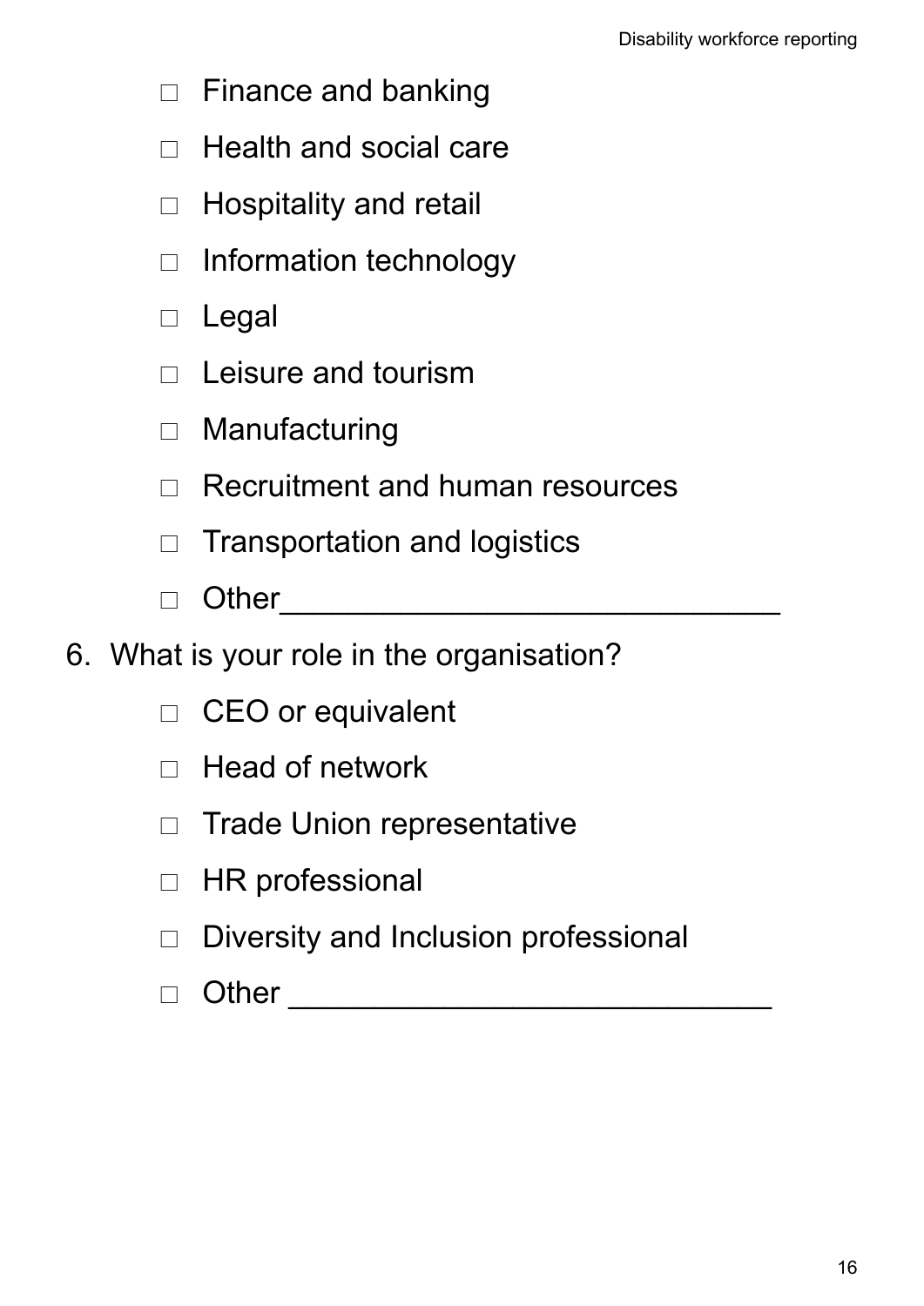- ☐ Finance and banking
- ☐ Health and social care
- ☐ Hospitality and retail
- ☐ Information technology
- ☐ Legal
- ☐ Leisure and tourism
- ☐ Manufacturing
- ☐ Recruitment and human resources
- ☐ Transportation and logistics
- ☐ Other______________________________

6. What is your role in the organisation?
   - ☐ CEO or equivalent
   - ☐ Head of network
   - ☐ Trade Union representative
   - ☐ HR professional
   - ☐ Diversity and Inclusion professional
   - ☐ Other _____________________________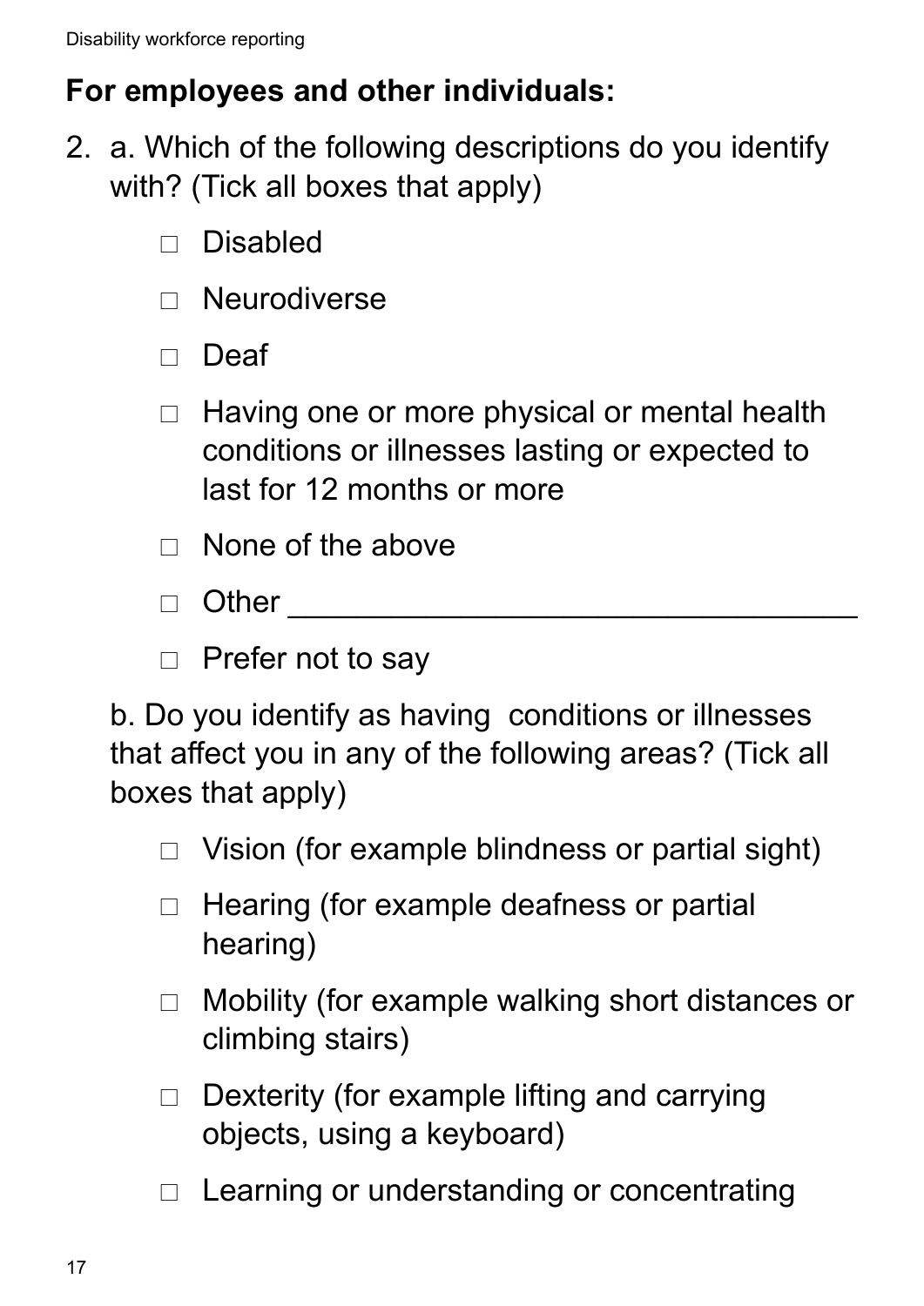## For employees and other individuals:

2. a. Which of the following descriptions do you identify with? (Tick all boxes that apply)

   - ☐ Disabled
   - ☐ Neurodiverse
   - ☐ Deaf
   - ☐ Having one or more physical or mental health conditions or illnesses lasting or expected to last for 12 months or more
   - ☐ None of the above
   - ☐ Other ________________________________
   - ☐ Prefer not to say

   b. Do you identify as having conditions or illnesses that affect you in any of the following areas? (Tick all boxes that apply)

   - ☐ Vision (for example blindness or partial sight)
   - ☐ Hearing (for example deafness or partial hearing)
   - ☐ Mobility (for example walking short distances or climbing stairs)
   - ☐ Dexterity (for example lifting and carrying objects, using a keyboard)
   - ☐ Learning or understanding or concentrating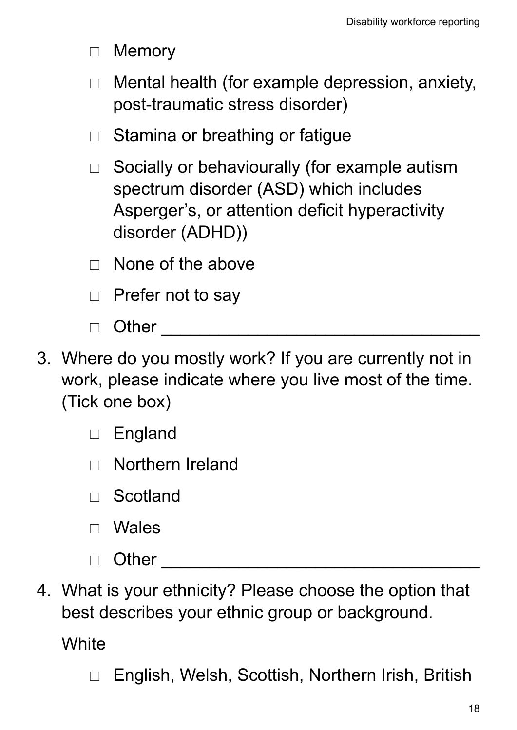- ☐ Memory
- ☐ Mental health (for example depression, anxiety, post-traumatic stress disorder)
- ☐ Stamina or breathing or fatigue
- ☐ Socially or behaviourally (for example autism spectrum disorder (ASD) which includes Asperger's, or attention deficit hyperactivity disorder (ADHD))
- ☐ None of the above
- ☐ Prefer not to say
- ☐ Other ________________________________

3. Where do you mostly work? If you are currently not in work, please indicate where you live most of the time. (Tick one box)

   - ☐ England
   - ☐ Northern Ireland
   - ☐ Scotland
   - ☐ Wales
   - ☐ Other ________________________________

4. What is your ethnicity? Please choose the option that best describes your ethnic group or background.

   White

   - ☐ English, Welsh, Scottish, Northern Irish, British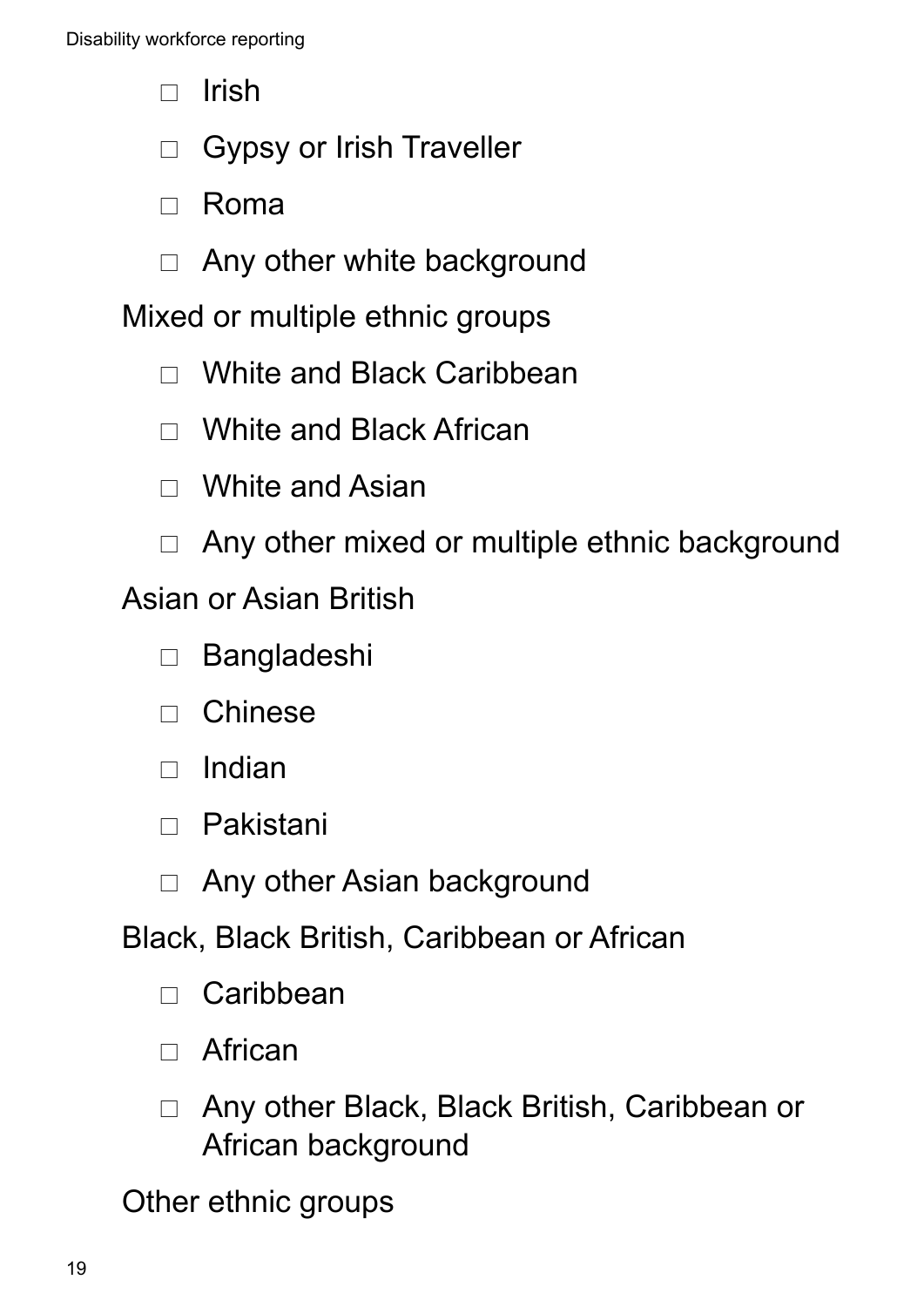- ☐ Irish
- ☐ Gypsy or Irish Traveller
- ☐ Roma
- ☐ Any other white background

Mixed or multiple ethnic groups

- ☐ White and Black Caribbean
- ☐ White and Black African
- ☐ White and Asian
- ☐ Any other mixed or multiple ethnic background

Asian or Asian British

- ☐ Bangladeshi
- ☐ Chinese
- ☐ Indian
- ☐ Pakistani
- ☐ Any other Asian background

Black, Black British, Caribbean or African

- ☐ Caribbean
- ☐ African
- ☐ Any other Black, Black British, Caribbean or African background

Other ethnic groups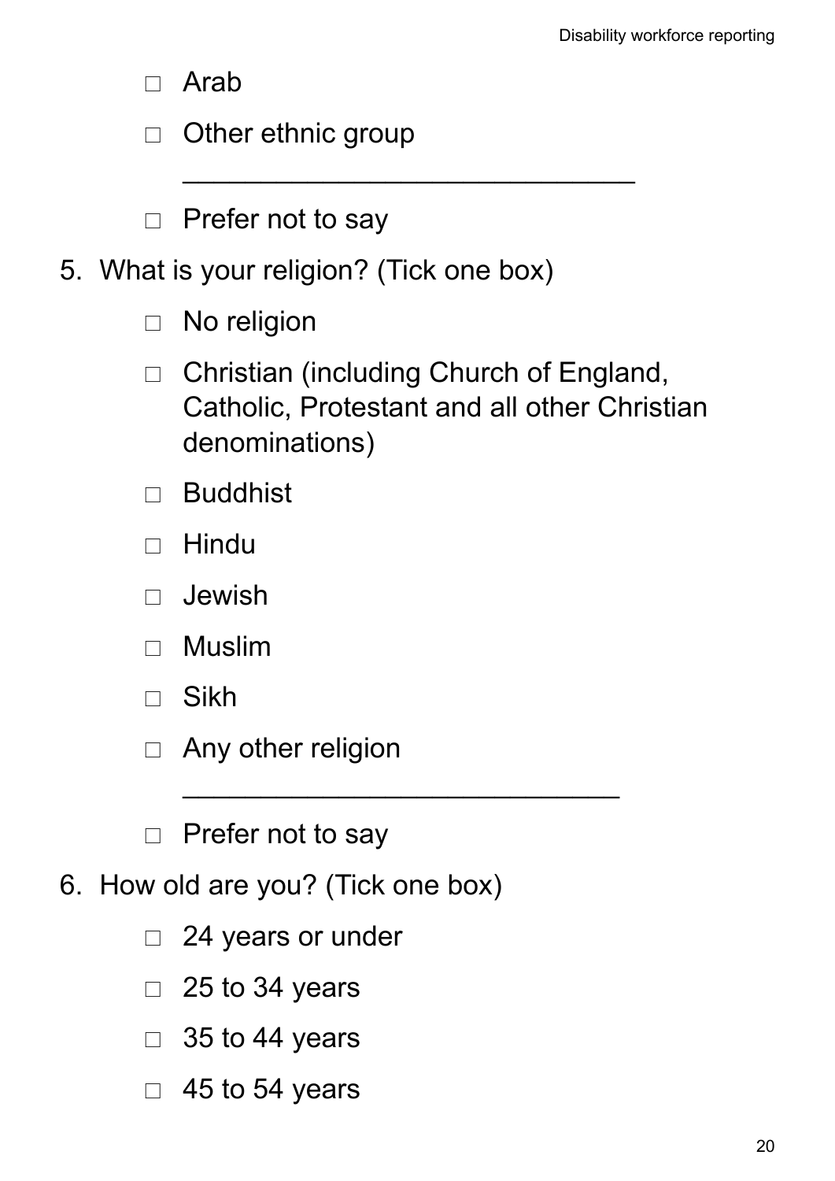- ☐ Arab
- ☐ Other ethnic group

  \_\_\_\_\_\_\_\_\_\_\_\_\_\_\_\_\_\_\_\_\_\_\_\_\_\_\_\_\_\_

- ☐ Prefer not to say

5. What is your religion? (Tick one box)
   - ☐ No religion
   - ☐ Christian (including Church of England, Catholic, Protestant and all other Christian denominations)
   - ☐ Buddhist
   - ☐ Hindu
   - ☐ Jewish
   - ☐ Muslim
   - ☐ Sikh
   - ☐ Any other religion

     \_\_\_\_\_\_\_\_\_\_\_\_\_\_\_\_\_\_\_\_\_\_\_\_\_\_\_\_\_\_

   - ☐ Prefer not to say
6. How old are you? (Tick one box)
   - ☐ 24 years or under
   - ☐ 25 to 34 years
   - ☐ 35 to 44 years
   - ☐ 45 to 54 years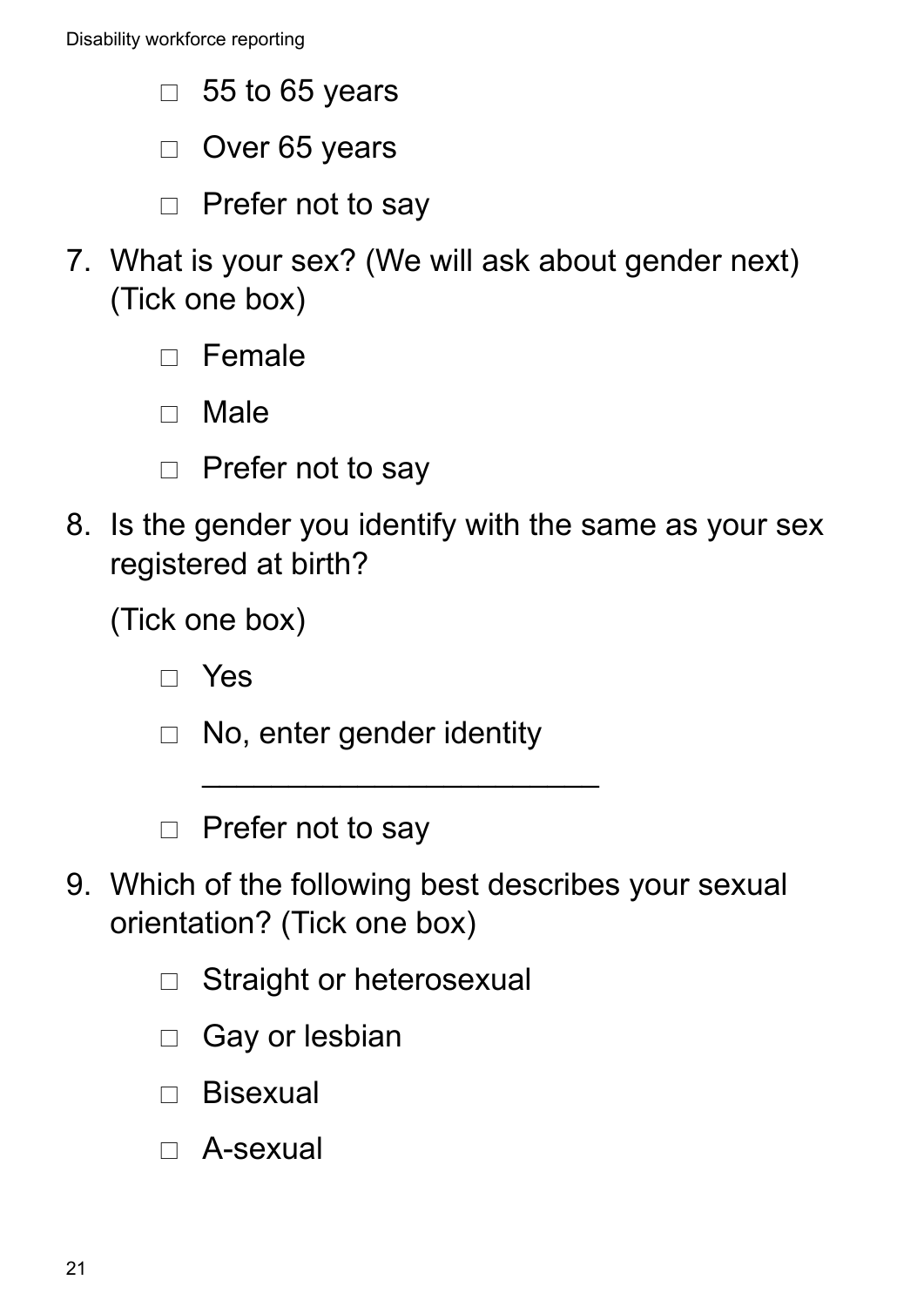- □ 55 to 65 years
- □ Over 65 years
- □ Prefer not to say

7. What is your sex? (We will ask about gender next) (Tick one box)

   - □ Female
   - □ Male
   - □ Prefer not to say

8. Is the gender you identify with the same as your sex registered at birth?

   (Tick one box)

   - □ Yes
   - □ No, enter gender identity ________________________
   - □ Prefer not to say

9. Which of the following best describes your sexual orientation? (Tick one box)

   - □ Straight or heterosexual
   - □ Gay or lesbian
   - □ Bisexual
   - □ A-sexual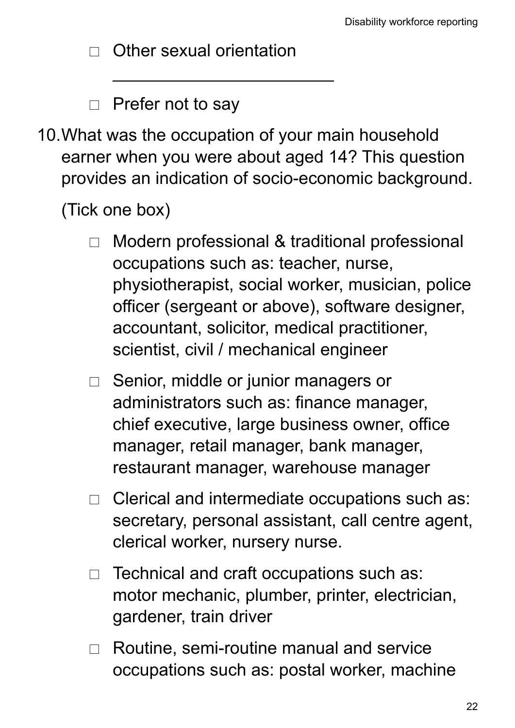- ☐ Other sexual orientation
  ________________________
- ☐ Prefer not to say

10. What was the occupation of your main household earner when you were about aged 14? This question provides an indication of socio-economic background.

    (Tick one box)

    - ☐ Modern professional & traditional professional occupations such as: teacher, nurse, physiotherapist, social worker, musician, police officer (sergeant or above), software designer, accountant, solicitor, medical practitioner, scientist, civil / mechanical engineer
    - ☐ Senior, middle or junior managers or administrators such as: finance manager, chief executive, large business owner, office manager, retail manager, bank manager, restaurant manager, warehouse manager
    - ☐ Clerical and intermediate occupations such as: secretary, personal assistant, call centre agent, clerical worker, nursery nurse.
    - ☐ Technical and craft occupations such as: motor mechanic, plumber, printer, electrician, gardener, train driver
    - ☐ Routine, semi-routine manual and service occupations such as: postal worker, machine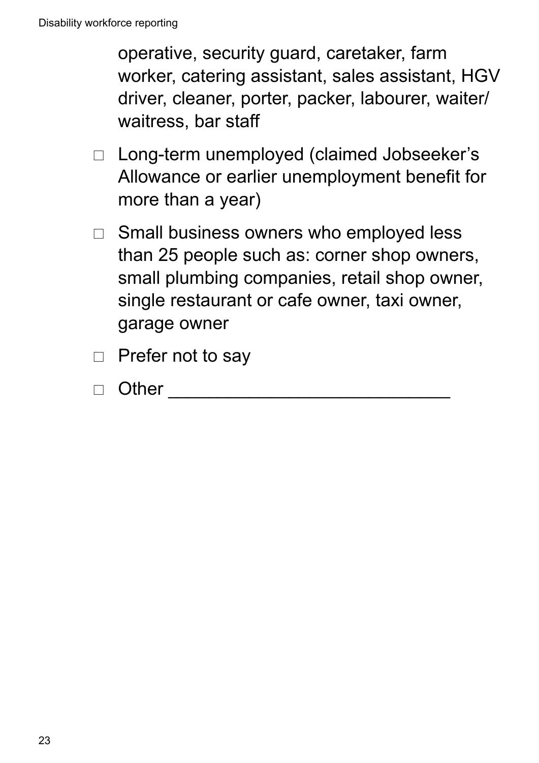operative, security guard, caretaker, farm worker, catering assistant, sales assistant, HGV driver, cleaner, porter, packer, labourer, waiter/ waitress, bar staff

- □ Long-term unemployed (claimed Jobseeker's Allowance or earlier unemployment benefit for more than a year)
- □ Small business owners who employed less than 25 people such as: corner shop owners, small plumbing companies, retail shop owner, single restaurant or cafe owner, taxi owner, garage owner
- □ Prefer not to say
- □ Other ____________________________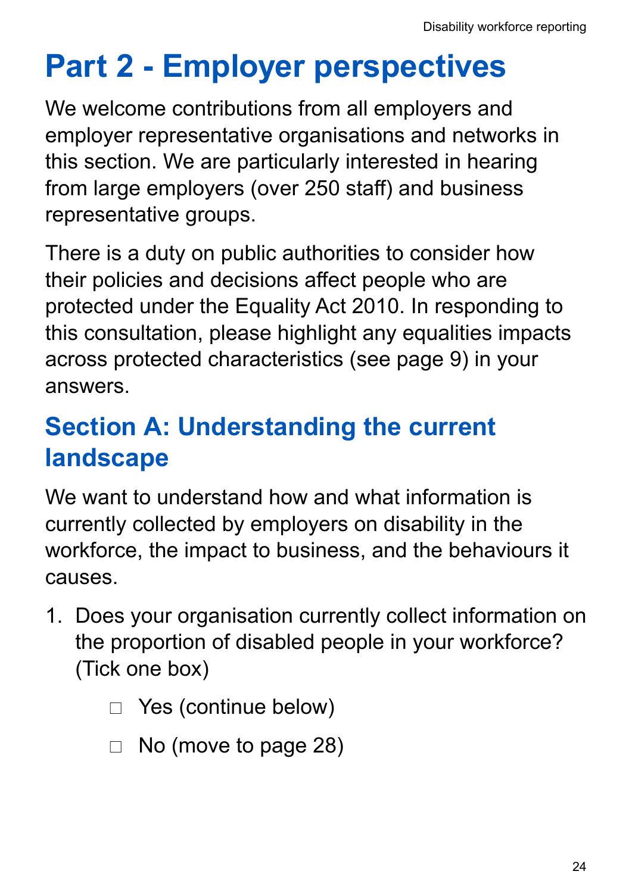# Part 2 - Employer perspectives

We welcome contributions from all employers and employer representative organisations and networks in this section. We are particularly interested in hearing from large employers (over 250 staff) and business representative groups.

There is a duty on public authorities to consider how their policies and decisions affect people who are protected under the Equality Act 2010. In responding to this consultation, please highlight any equalities impacts across protected characteristics (see page 9) in your answers.

## Section A: Understanding the current landscape

We want to understand how and what information is currently collected by employers on disability in the workforce, the impact to business, and the behaviours it causes.

1. Does your organisation currently collect information on the proportion of disabled people in your workforce? (Tick one box)

   - ☐ Yes (continue below)
   - ☐ No (move to page 28)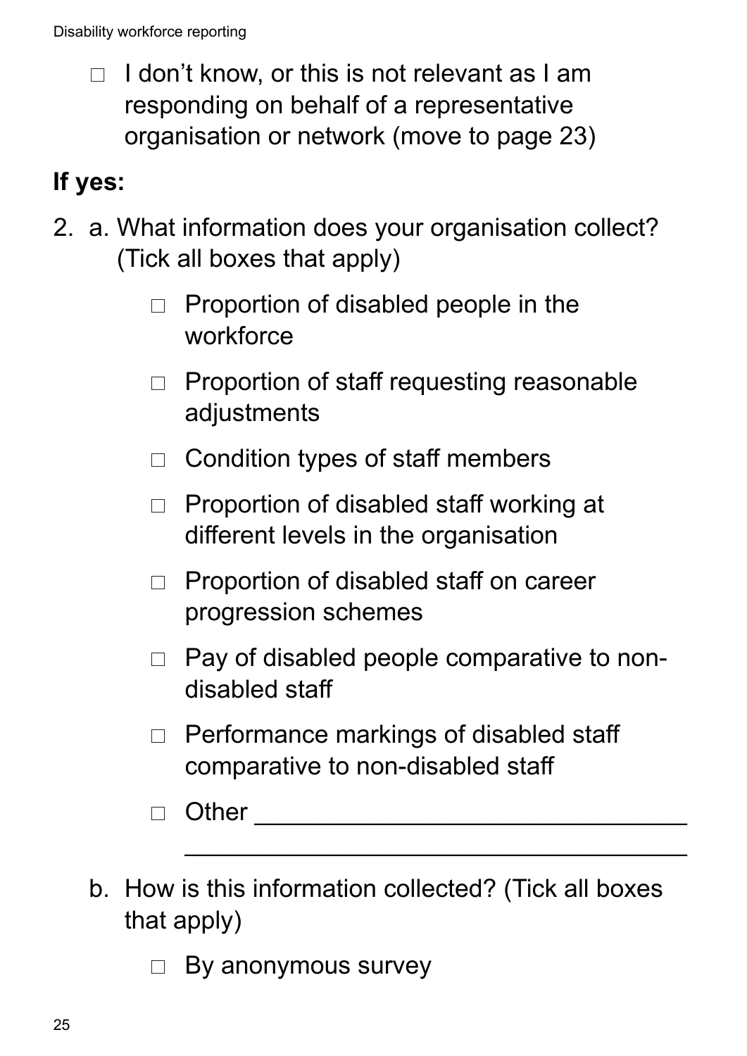- ☐ I don't know, or this is not relevant as I am responding on behalf of a representative organisation or network (move to page 23)

**If yes:**

2. a. What information does your organisation collect? (Tick all boxes that apply)

   - ☐ Proportion of disabled people in the workforce
   - ☐ Proportion of staff requesting reasonable adjustments
   - ☐ Condition types of staff members
   - ☐ Proportion of disabled staff working at different levels in the organisation
   - ☐ Proportion of disabled staff on career progression schemes
   - ☐ Pay of disabled people comparative to non-disabled staff
   - ☐ Performance markings of disabled staff comparative to non-disabled staff
   - ☐ Other ________________________________
     ____________________________________

   b. How is this information collected? (Tick all boxes that apply)

   - ☐ By anonymous survey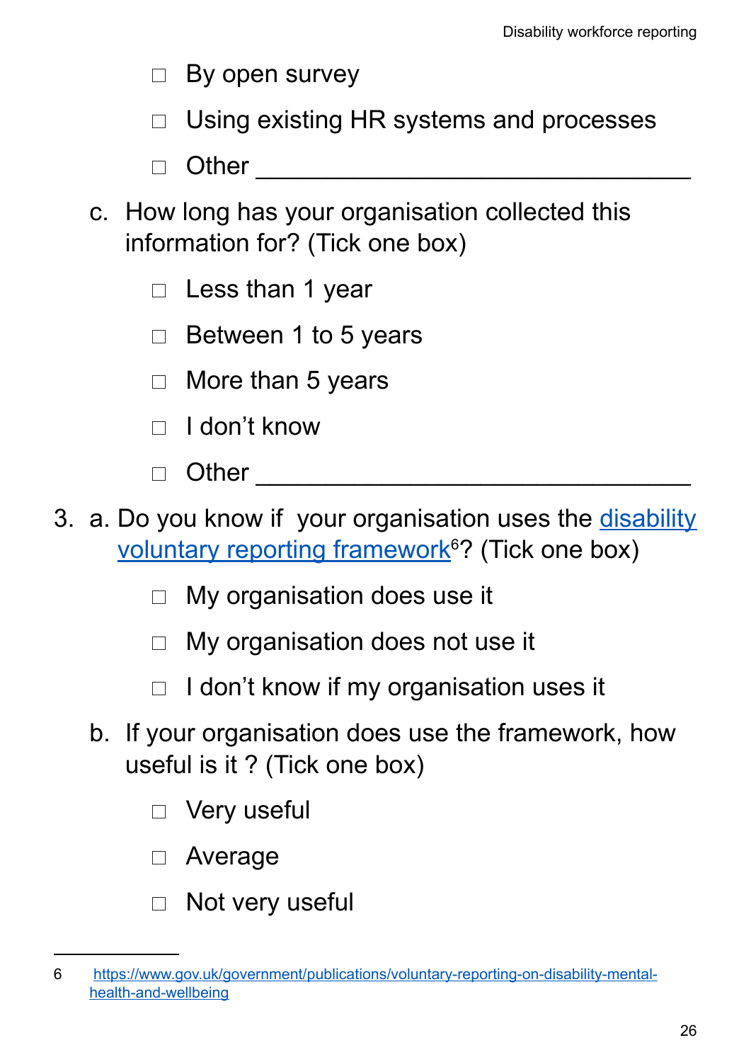- ☐ By open survey
- ☐ Using existing HR systems and processes
- ☐ Other ________________________________

c. How long has your organisation collected this information for? (Tick one box)

- ☐ Less than 1 year
- ☐ Between 1 to 5 years
- ☐ More than 5 years
- ☐ I don't know
- ☐ Other ________________________________

3. a. Do you know if your organisation uses the [disability voluntary reporting framework](https://www.gov.uk/government/publications/voluntary-reporting-on-disability-mental-health-and-wellbeing)[6]? (Tick one box)

- ☐ My organisation does use it
- ☐ My organisation does not use it
- ☐ I don't know if my organisation uses it

b. If your organisation does use the framework, how useful is it ? (Tick one box)

- ☐ Very useful
- ☐ Average
- ☐ Not very useful

---

6 https://www.gov.uk/government/publications/voluntary-reporting-on-disability-mental-health-and-wellbeing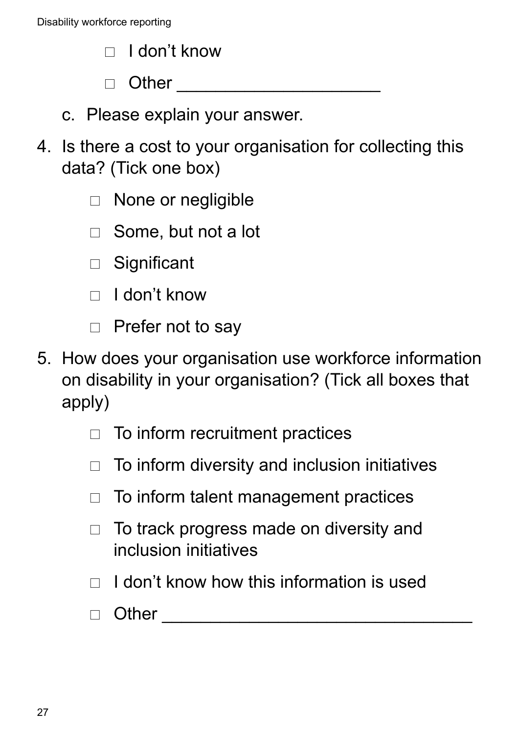- ☐ I don't know
- ☐ Other ____________________

c. Please explain your answer.

4. Is there a cost to your organisation for collecting this data? (Tick one box)

   - ☐ None or negligible
   - ☐ Some, but not a lot
   - ☐ Significant
   - ☐ I don't know
   - ☐ Prefer not to say

5. How does your organisation use workforce information on disability in your organisation? (Tick all boxes that apply)

   - ☐ To inform recruitment practices
   - ☐ To inform diversity and inclusion initiatives
   - ☐ To inform talent management practices
   - ☐ To track progress made on diversity and inclusion initiatives
   - ☐ I don't know how this information is used
   - ☐ Other ________________________________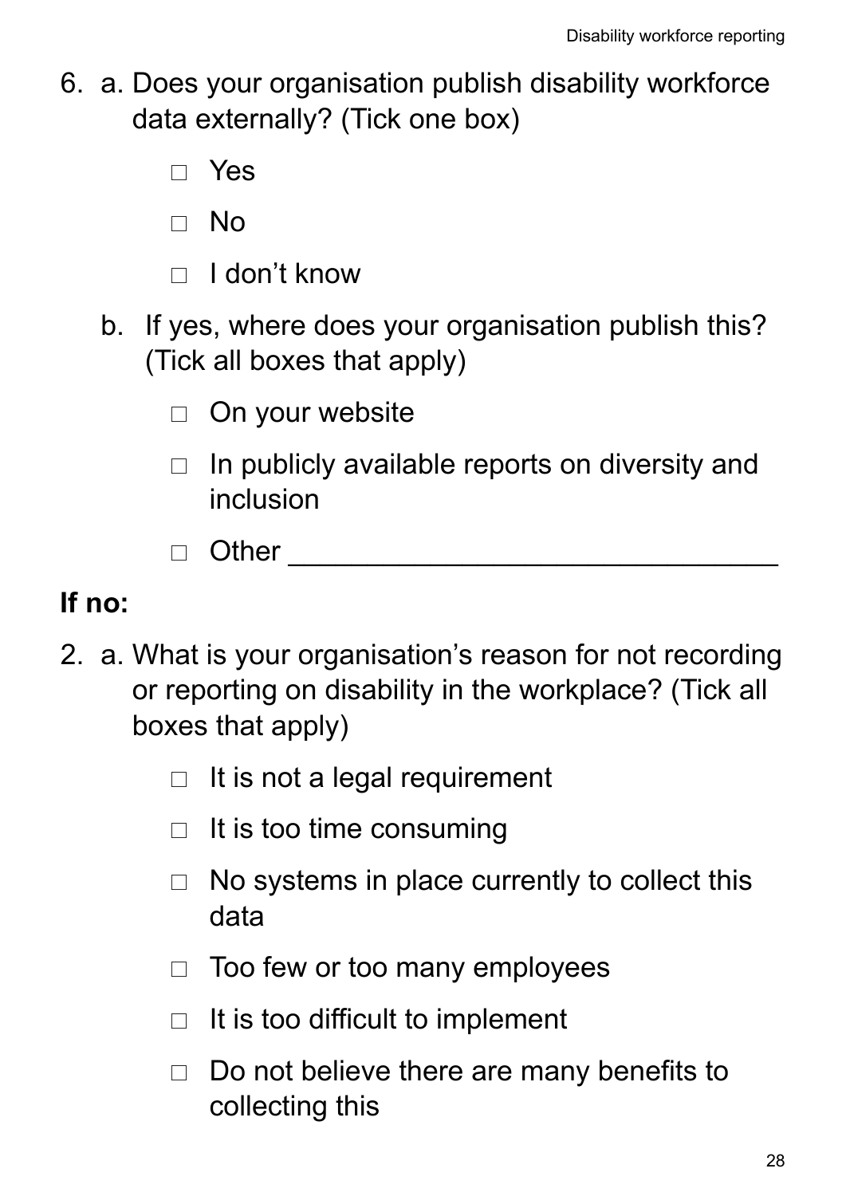6. a. Does your organisation publish disability workforce data externally? (Tick one box)

   - ☐ Yes
   - ☐ No
   - ☐ I don't know

   b. If yes, where does your organisation publish this? (Tick all boxes that apply)

   - ☐ On your website
   - ☐ In publicly available reports on diversity and inclusion
   - ☐ Other ______________________________

**If no:**

2. a. What is your organisation's reason for not recording or reporting on disability in the workplace? (Tick all boxes that apply)

   - ☐ It is not a legal requirement
   - ☐ It is too time consuming
   - ☐ No systems in place currently to collect this data
   - ☐ Too few or too many employees
   - ☐ It is too difficult to implement
   - ☐ Do not believe there are many benefits to collecting this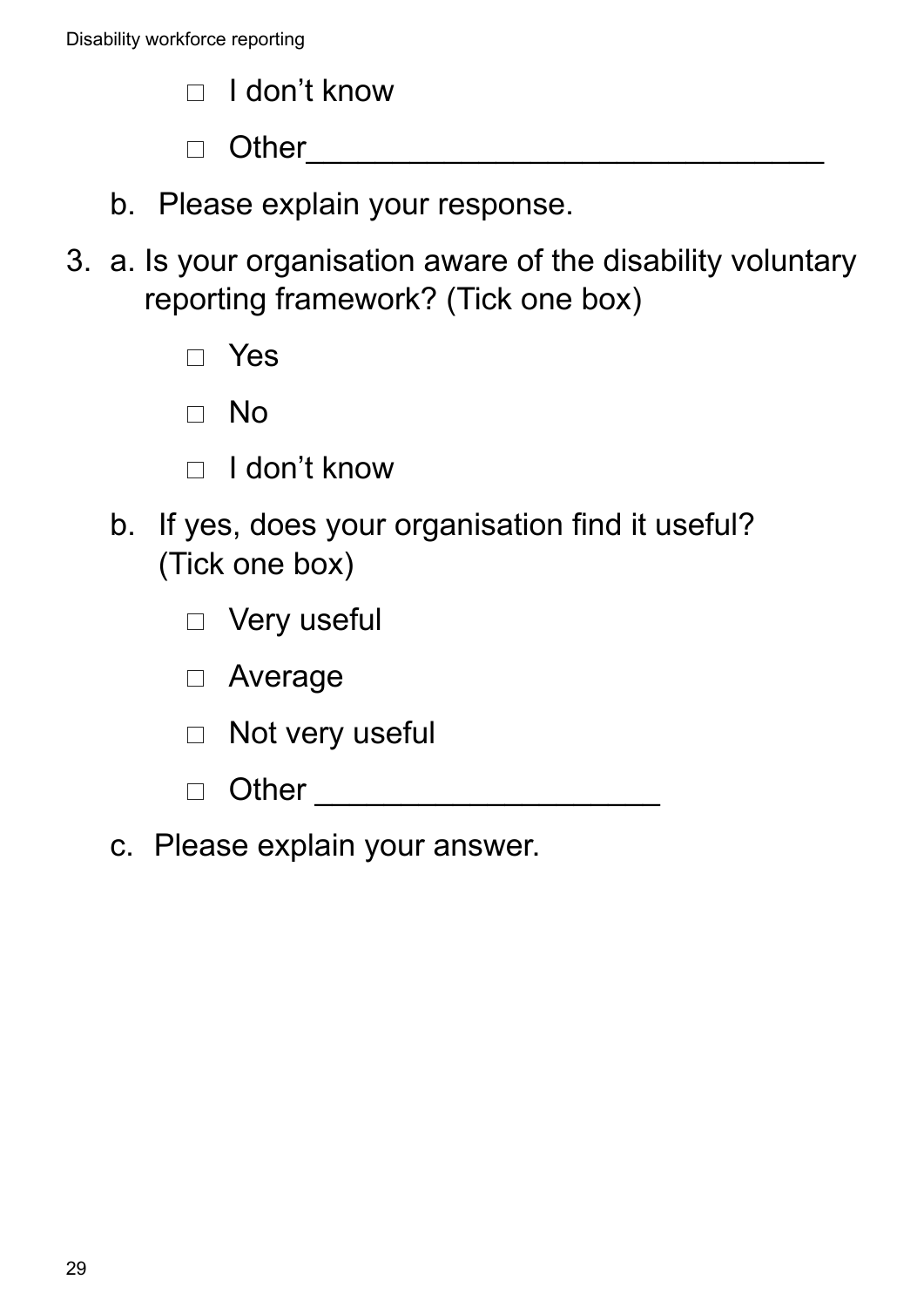- ☐ I don’t know
- ☐ Other______________________________

b. Please explain your response.

3. a. Is your organisation aware of the disability voluntary reporting framework? (Tick one box)

- ☐ Yes
- ☐ No
- ☐ I don’t know

b. If yes, does your organisation find it useful? (Tick one box)

- ☐ Very useful
- ☐ Average
- ☐ Not very useful
- ☐ Other ____________________

c. Please explain your answer.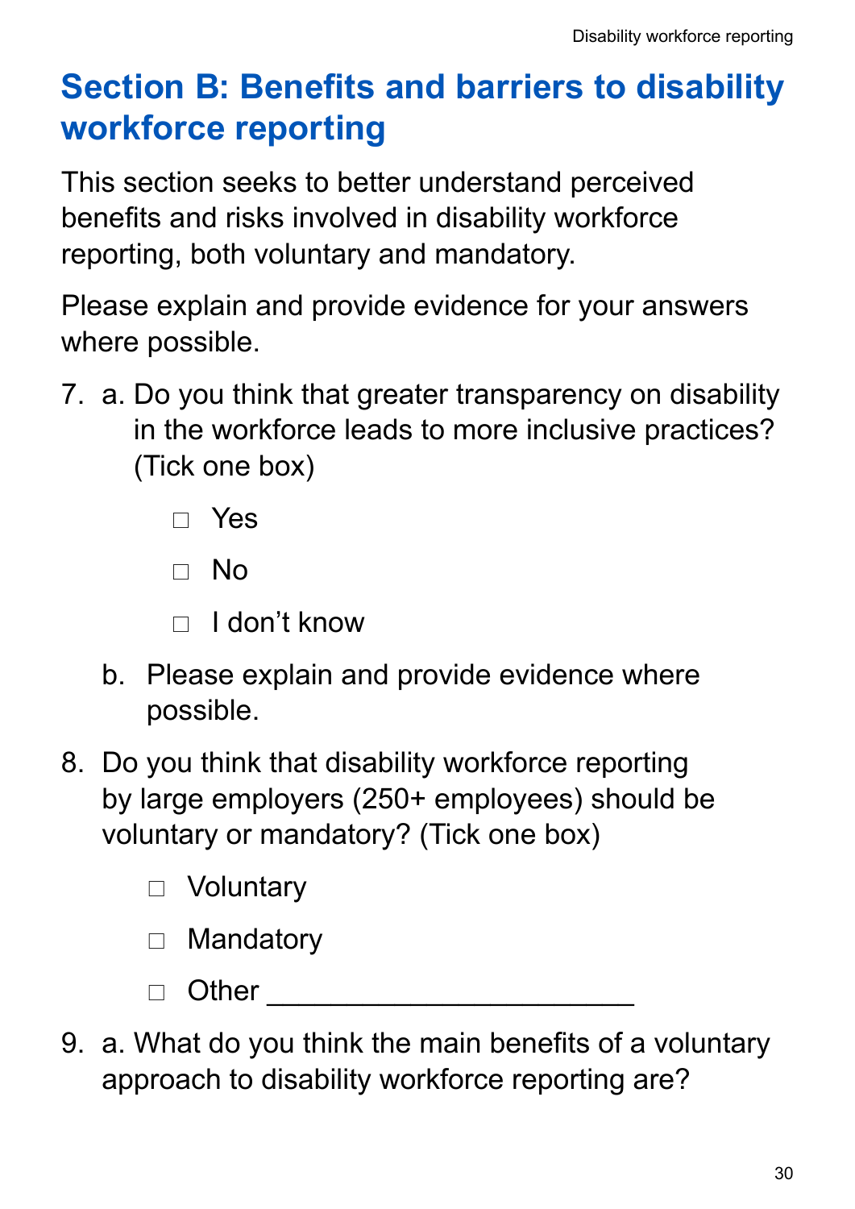## Section B: Benefits and barriers to disability workforce reporting

This section seeks to better understand perceived benefits and risks involved in disability workforce reporting, both voluntary and mandatory.

Please explain and provide evidence for your answers where possible.

7. a. Do you think that greater transparency on disability in the workforce leads to more inclusive practices? (Tick one box)

   ☐ Yes

   ☐ No

   ☐ I don’t know

   b. Please explain and provide evidence where possible.

8. Do you think that disability workforce reporting by large employers (250+ employees) should be voluntary or mandatory? (Tick one box)

   ☐ Voluntary

   ☐ Mandatory

   ☐ Other ______________________

9. a. What do you think the main benefits of a voluntary approach to disability workforce reporting are?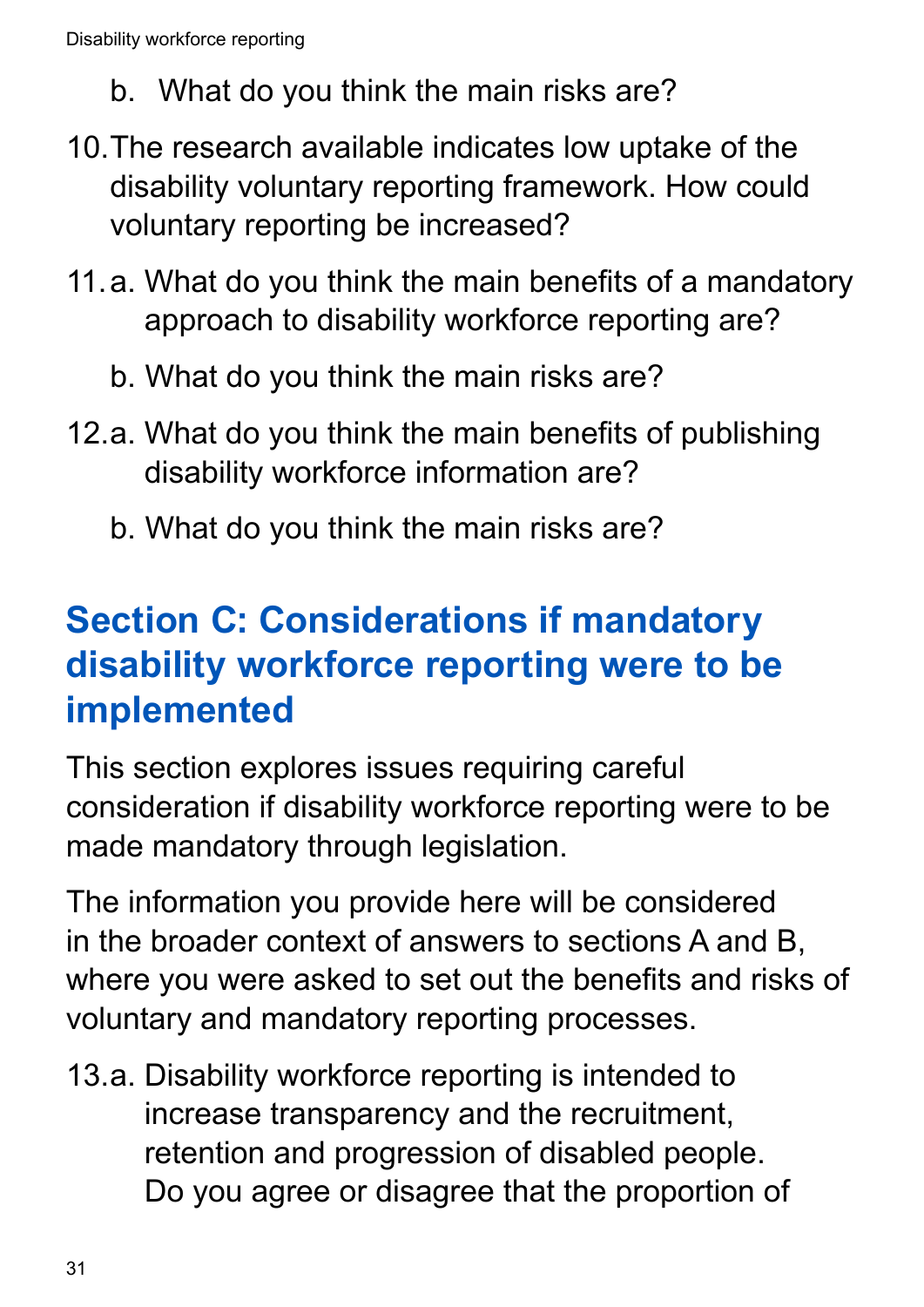b. What do you think the main risks are?

10. The research available indicates low uptake of the disability voluntary reporting framework. How could voluntary reporting be increased?

11. a. What do you think the main benefits of a mandatory approach to disability workforce reporting are?

    b. What do you think the main risks are?

12. a. What do you think the main benefits of publishing disability workforce information are?

    b. What do you think the main risks are?

## Section C: Considerations if mandatory disability workforce reporting were to be implemented

This section explores issues requiring careful consideration if disability workforce reporting were to be made mandatory through legislation.

The information you provide here will be considered in the broader context of answers to sections A and B, where you were asked to set out the benefits and risks of voluntary and mandatory reporting processes.

13. a. Disability workforce reporting is intended to increase transparency and the recruitment, retention and progression of disabled people. Do you agree or disagree that the proportion of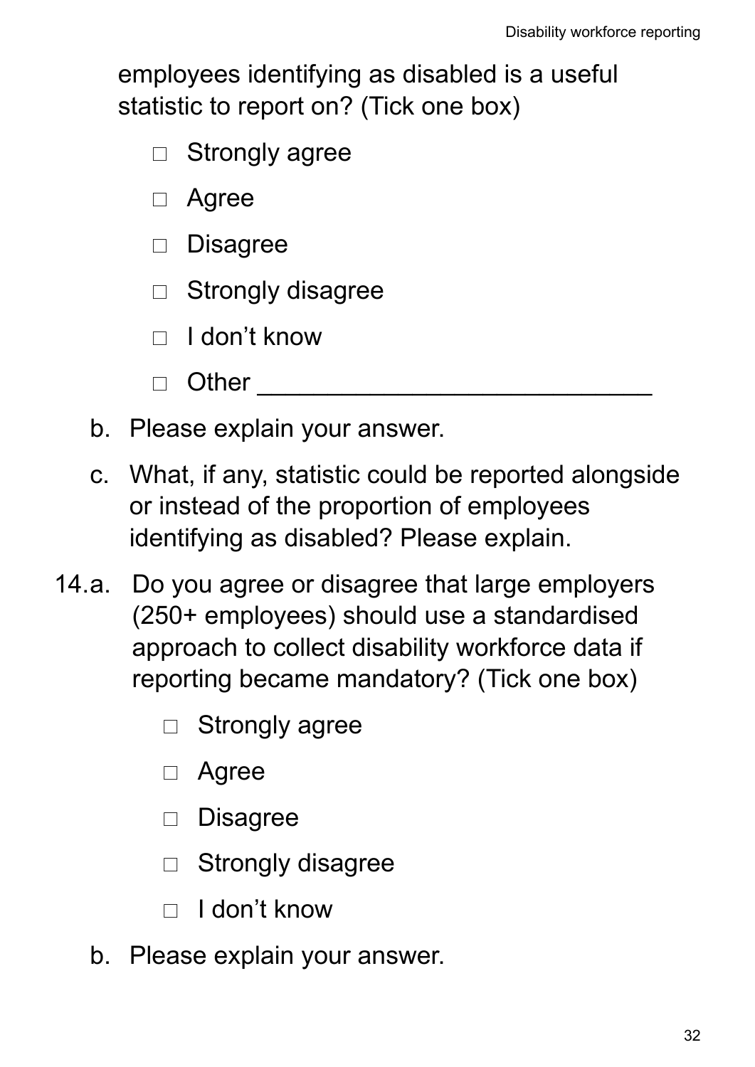employees identifying as disabled is a useful statistic to report on? (Tick one box)

- ☐ Strongly agree
- ☐ Agree
- ☐ Disagree
- ☐ Strongly disagree
- ☐ I don't know
- ☐ Other ____________________________

b. Please explain your answer.

c. What, if any, statistic could be reported alongside or instead of the proportion of employees identifying as disabled? Please explain.

14.a. Do you agree or disagree that large employers (250+ employees) should use a standardised approach to collect disability workforce data if reporting became mandatory? (Tick one box)

- ☐ Strongly agree
- ☐ Agree
- ☐ Disagree
- ☐ Strongly disagree
- ☐ I don't know

b. Please explain your answer.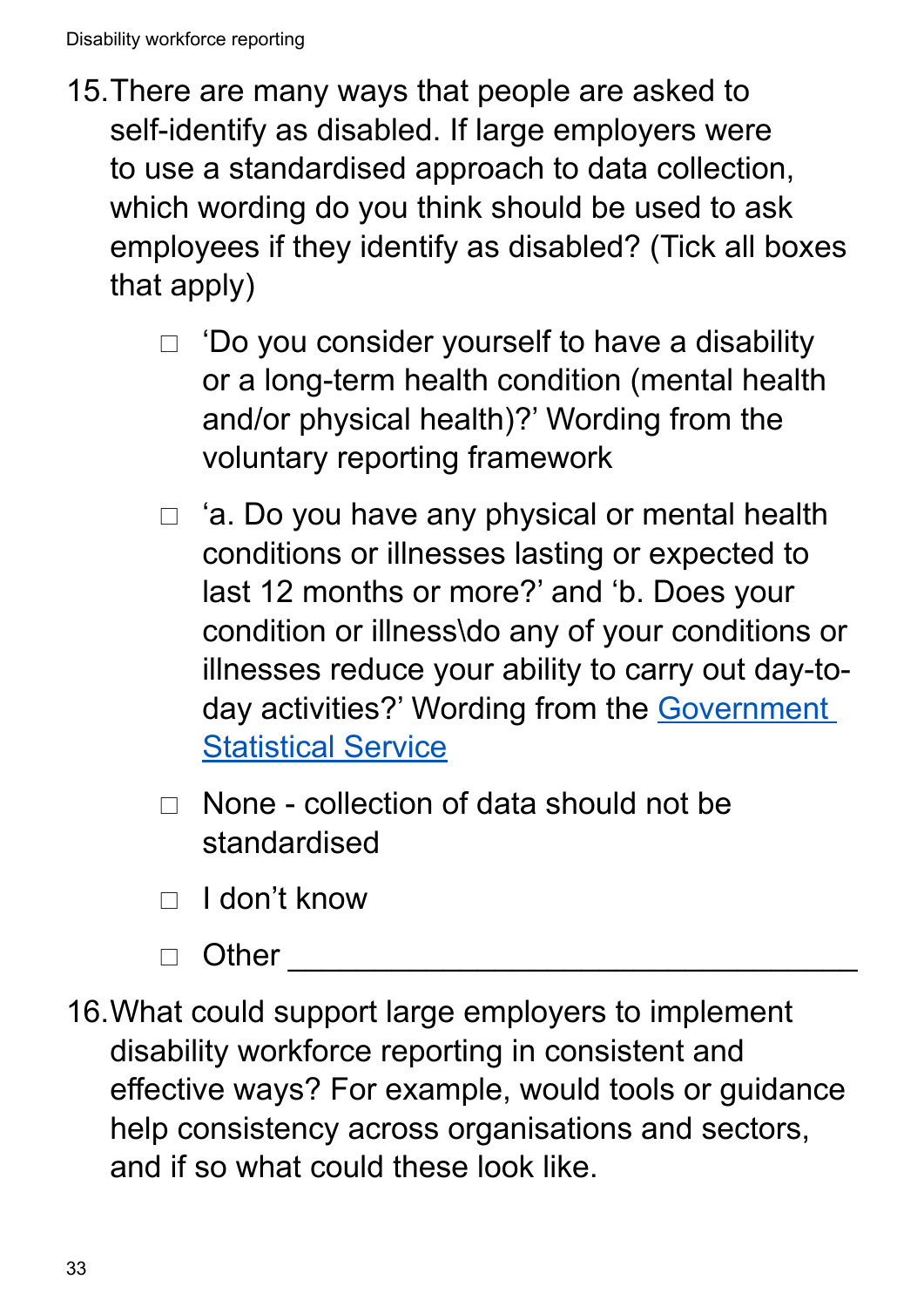15. There are many ways that people are asked to self-identify as disabled. If large employers were to use a standardised approach to data collection, which wording do you think should be used to ask employees if they identify as disabled? (Tick all boxes that apply)

    - ☐ 'Do you consider yourself to have a disability or a long-term health condition (mental health and/or physical health)?' Wording from the voluntary reporting framework
    - ☐ 'a. Do you have any physical or mental health conditions or illnesses lasting or expected to last 12 months or more?' and 'b. Does your condition or illness\do any of your conditions or illnesses reduce your ability to carry out day-to-day activities?' Wording from the Government Statistical Service
    - ☐ None - collection of data should not be standardised
    - ☐ I don't know
    - ☐ Other ________________________________

16. What could support large employers to implement disability workforce reporting in consistent and effective ways? For example, would tools or guidance help consistency across organisations and sectors, and if so what could these look like.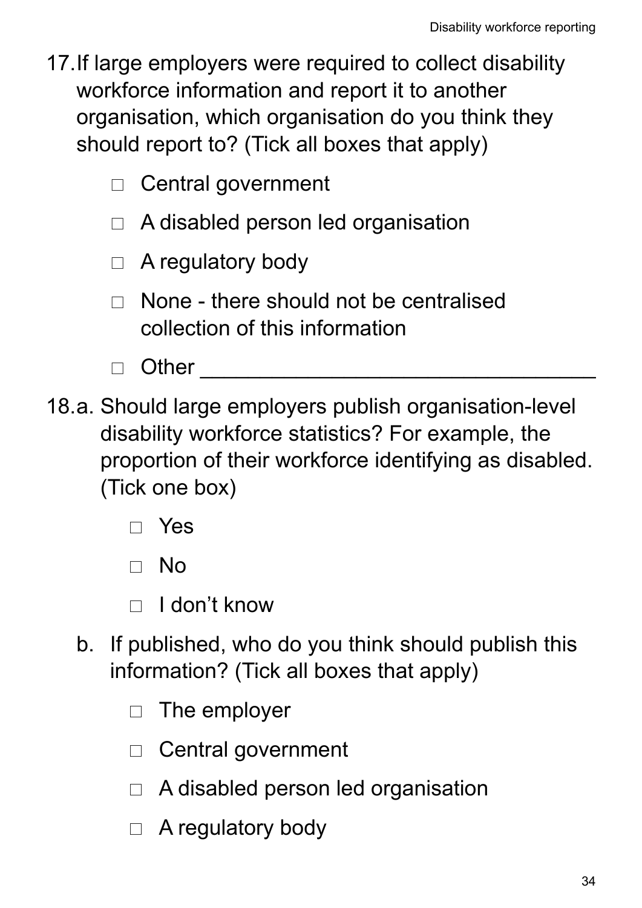17. If large employers were required to collect disability workforce information and report it to another organisation, which organisation do you think they should report to? (Tick all boxes that apply)

    □ Central government

    □ A disabled person led organisation

    □ A regulatory body

    □ None - there should not be centralised collection of this information

    □ Other ________________________________

18. a. Should large employers publish organisation-level disability workforce statistics? For example, the proportion of their workforce identifying as disabled. (Tick one box)

       □ Yes

       □ No

       □ I don't know

    b. If published, who do you think should publish this information? (Tick all boxes that apply)

       □ The employer

       □ Central government

       □ A disabled person led organisation

       □ A regulatory body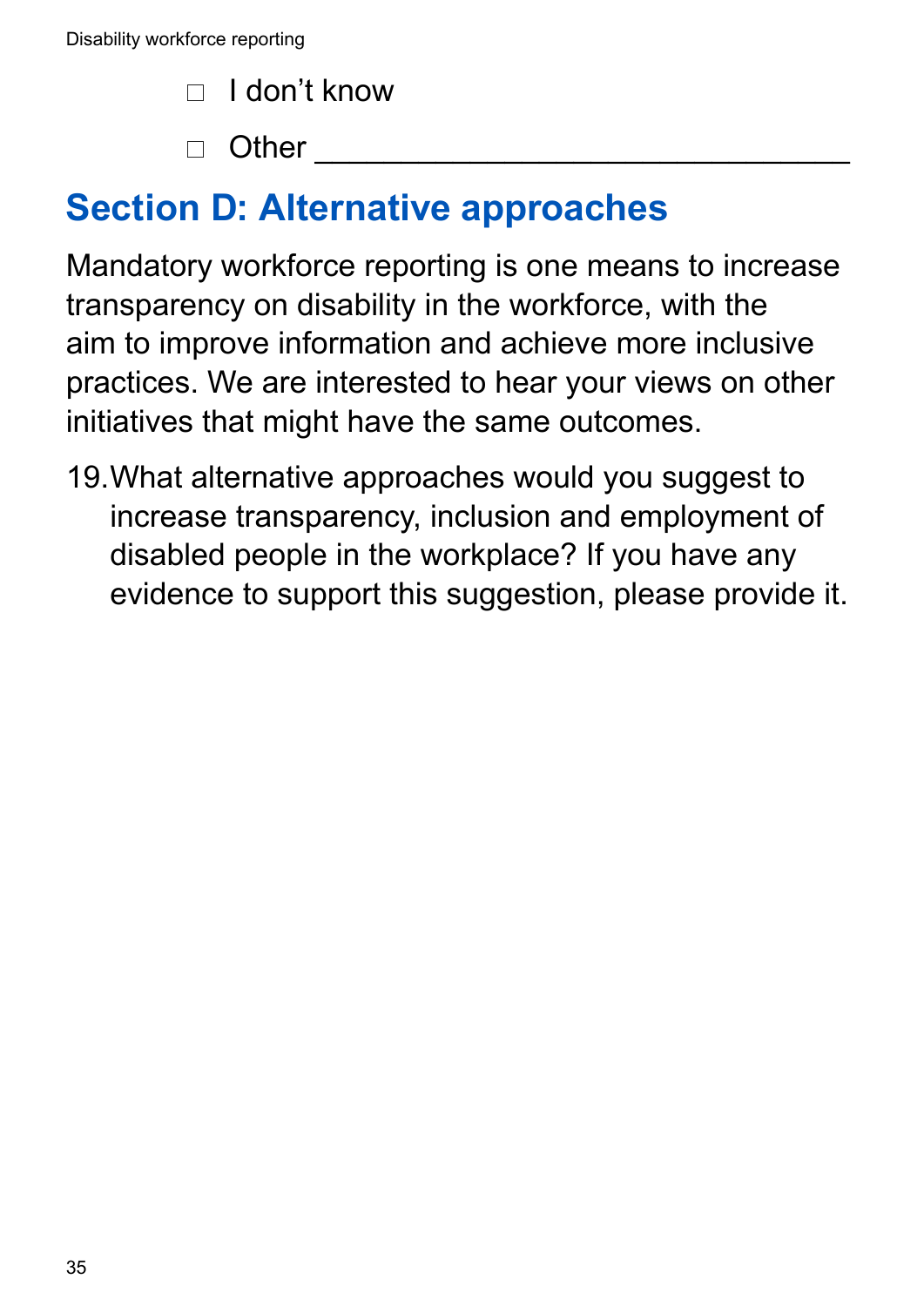- ☐ I don't know
- ☐ Other ______________________________

## Section D: Alternative approaches

Mandatory workforce reporting is one means to increase transparency on disability in the workforce, with the aim to improve information and achieve more inclusive practices. We are interested to hear your views on other initiatives that might have the same outcomes.

19. What alternative approaches would you suggest to increase transparency, inclusion and employment of disabled people in the workplace? If you have any evidence to support this suggestion, please provide it.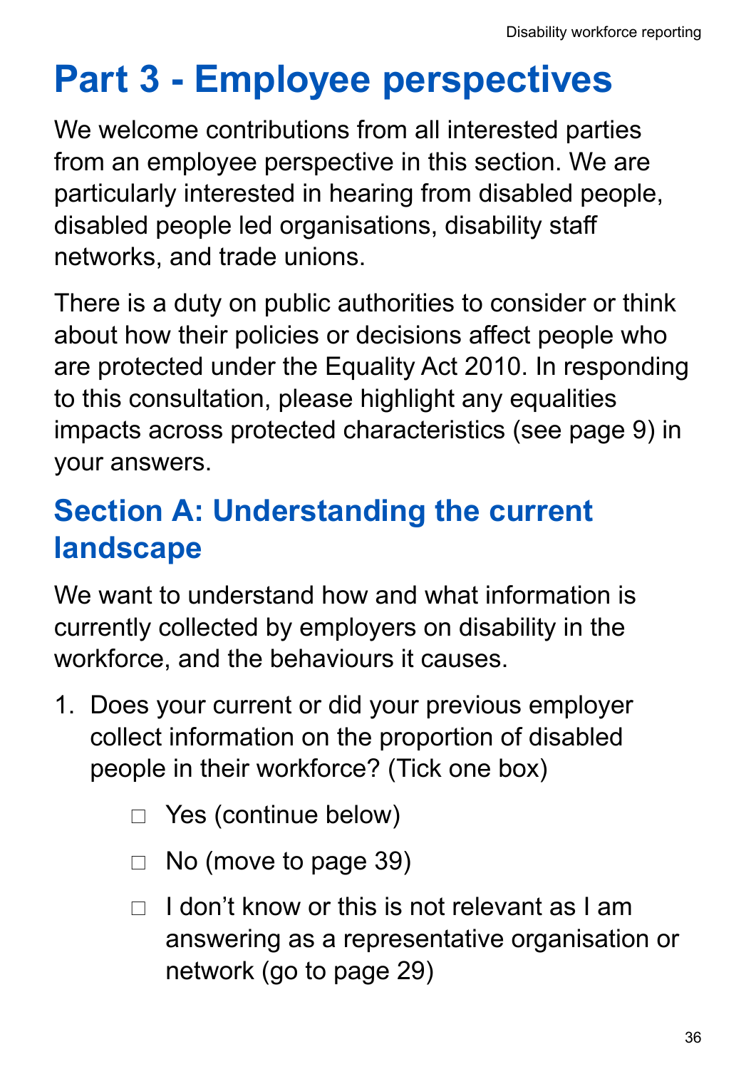# Part 3 - Employee perspectives

We welcome contributions from all interested parties from an employee perspective in this section. We are particularly interested in hearing from disabled people, disabled people led organisations, disability staff networks, and trade unions.

There is a duty on public authorities to consider or think about how their policies or decisions affect people who are protected under the Equality Act 2010. In responding to this consultation, please highlight any equalities impacts across protected characteristics (see page 9) in your answers.

## Section A: Understanding the current landscape

We want to understand how and what information is currently collected by employers on disability in the workforce, and the behaviours it causes.

1. Does your current or did your previous employer collect information on the proportion of disabled people in their workforce? (Tick one box)

    - ☐ Yes (continue below)
    - ☐ No (move to page 39)
    - ☐ I don't know or this is not relevant as I am answering as a representative organisation or network (go to page 29)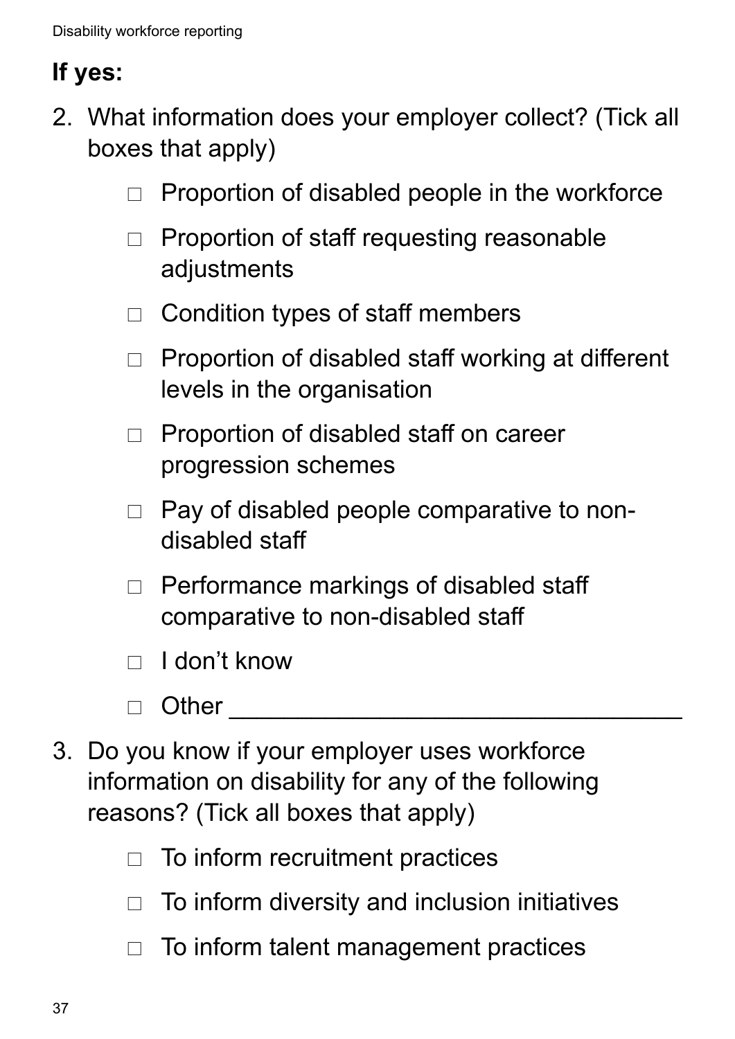**If yes:**

2. What information does your employer collect? (Tick all boxes that apply)

    - □ Proportion of disabled people in the workforce
    - □ Proportion of staff requesting reasonable adjustments
    - □ Condition types of staff members
    - □ Proportion of disabled staff working at different levels in the organisation
    - □ Proportion of disabled staff on career progression schemes
    - □ Pay of disabled people comparative to non-disabled staff
    - □ Performance markings of disabled staff comparative to non-disabled staff
    - □ I don't know
    - □ Other ________________________________

3. Do you know if your employer uses workforce information on disability for any of the following reasons? (Tick all boxes that apply)

    - □ To inform recruitment practices
    - □ To inform diversity and inclusion initiatives
    - □ To inform talent management practices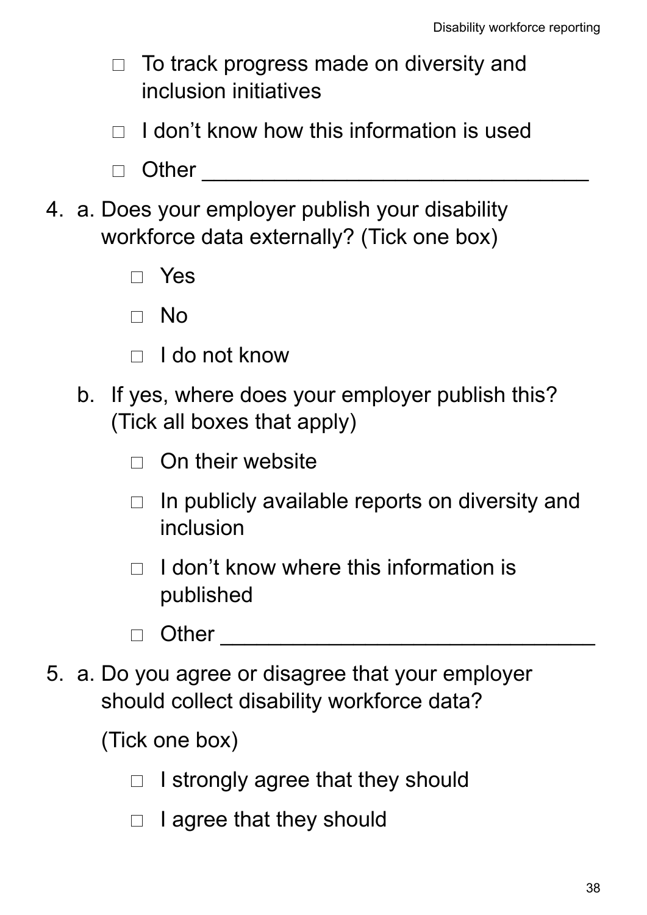- ☐ To track progress made on diversity and inclusion initiatives
- ☐ I don't know how this information is used
- ☐ Other ________________________________

4. a. Does your employer publish your disability workforce data externally? (Tick one box)

    - ☐ Yes
    - ☐ No
    - ☐ I do not know

    b. If yes, where does your employer publish this? (Tick all boxes that apply)

    - ☐ On their website
    - ☐ In publicly available reports on diversity and inclusion
    - ☐ I don't know where this information is published
    - ☐ Other ________________________________

5. a. Do you agree or disagree that your employer should collect disability workforce data?

    (Tick one box)

    - ☐ I strongly agree that they should
    - ☐ I agree that they should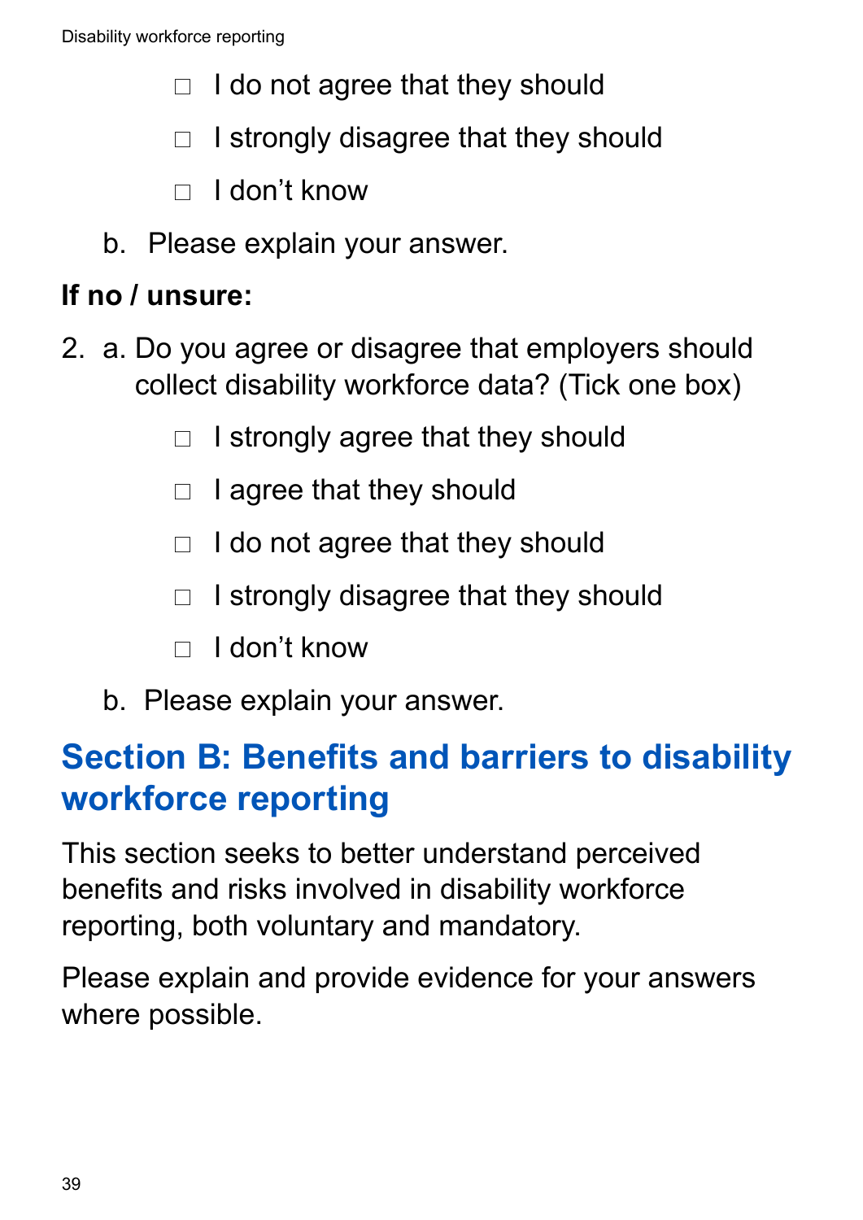- ☐ I do not agree that they should
- ☐ I strongly disagree that they should
- ☐ I don't know

b. Please explain your answer.

**If no / unsure:**

2. a. Do you agree or disagree that employers should collect disability workforce data? (Tick one box)

- ☐ I strongly agree that they should
- ☐ I agree that they should
- ☐ I do not agree that they should
- ☐ I strongly disagree that they should
- ☐ I don't know

b. Please explain your answer.

## Section B: Benefits and barriers to disability workforce reporting

This section seeks to better understand perceived benefits and risks involved in disability workforce reporting, both voluntary and mandatory.

Please explain and provide evidence for your answers where possible.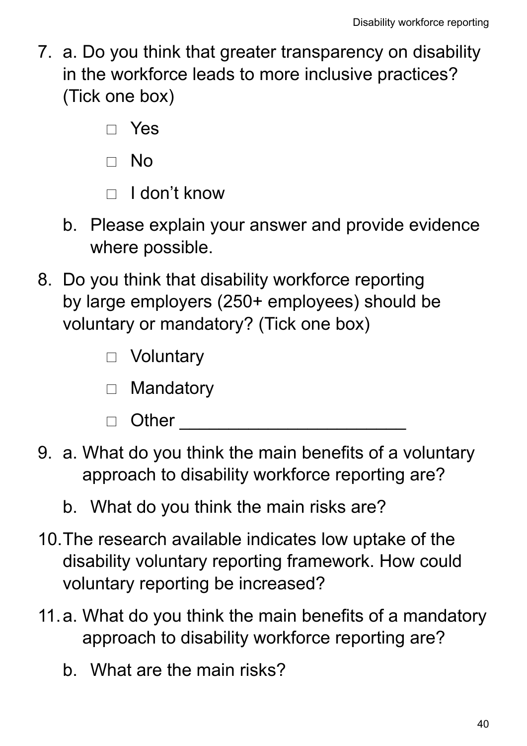7. a. Do you think that greater transparency on disability in the workforce leads to more inclusive practices? (Tick one box)

   □ Yes

   □ No

   □ I don't know

   b. Please explain your answer and provide evidence where possible.

8. Do you think that disability workforce reporting by large employers (250+ employees) should be voluntary or mandatory? (Tick one box)

   □ Voluntary

   □ Mandatory

   □ Other ______________________

9. a. What do you think the main benefits of a voluntary approach to disability workforce reporting are?

   b. What do you think the main risks are?

10. The research available indicates low uptake of the disability voluntary reporting framework. How could voluntary reporting be increased?

11. a. What do you think the main benefits of a mandatory approach to disability workforce reporting are?

    b. What are the main risks?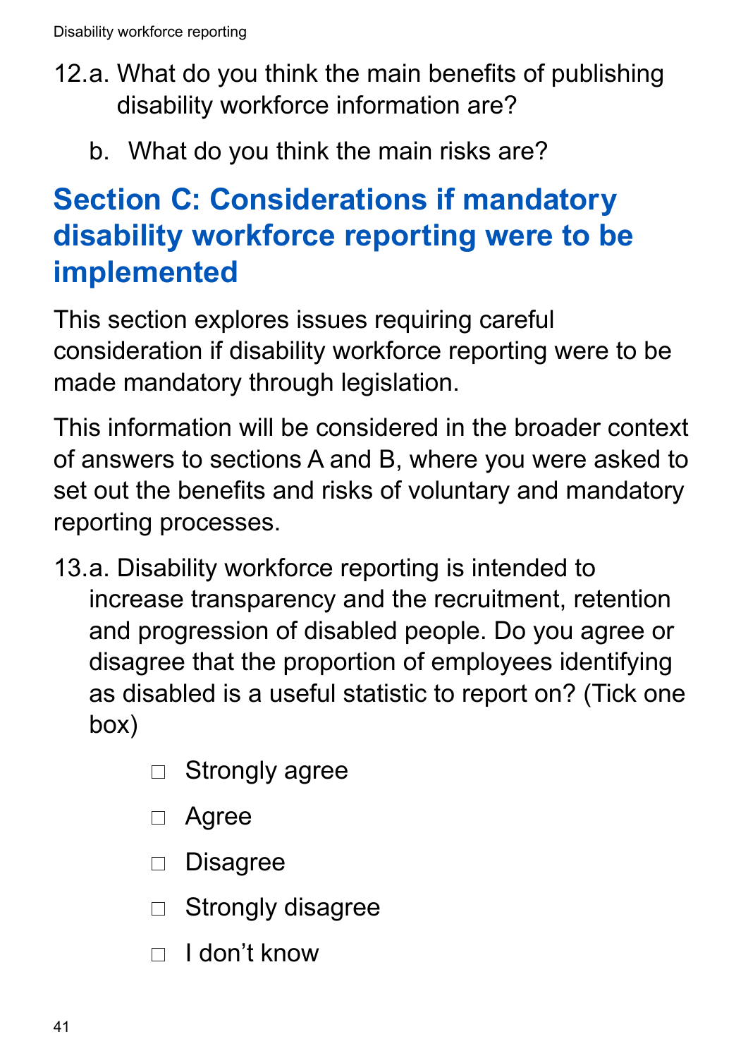12.a. What do you think the main benefits of publishing disability workforce information are?

b. What do you think the main risks are?

## Section C: Considerations if mandatory disability workforce reporting were to be implemented

This section explores issues requiring careful consideration if disability workforce reporting were to be made mandatory through legislation.

This information will be considered in the broader context of answers to sections A and B, where you were asked to set out the benefits and risks of voluntary and mandatory reporting processes.

13.a. Disability workforce reporting is intended to increase transparency and the recruitment, retention and progression of disabled people. Do you agree or disagree that the proportion of employees identifying as disabled is a useful statistic to report on? (Tick one box)

- ☐ Strongly agree
- ☐ Agree
- ☐ Disagree
- ☐ Strongly disagree
- ☐ I don't know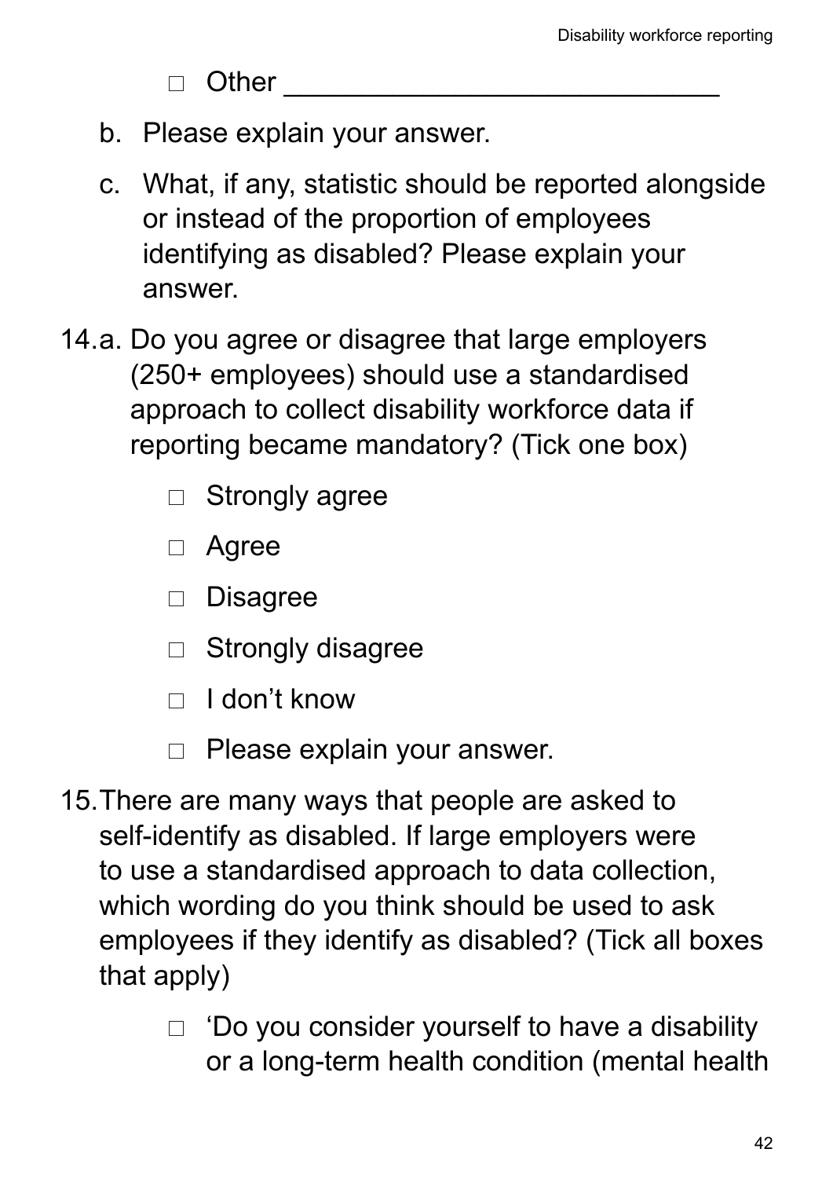- ☐ Other ____________________________

b. Please explain your answer.

c. What, if any, statistic should be reported alongside or instead of the proportion of employees identifying as disabled? Please explain your answer.

14. a. Do you agree or disagree that large employers (250+ employees) should use a standardised approach to collect disability workforce data if reporting became mandatory? (Tick one box)

- ☐ Strongly agree
- ☐ Agree
- ☐ Disagree
- ☐ Strongly disagree
- ☐ I don't know
- ☐ Please explain your answer.

15. There are many ways that people are asked to self-identify as disabled. If large employers were to use a standardised approach to data collection, which wording do you think should be used to ask employees if they identify as disabled? (Tick all boxes that apply)

- ☐ 'Do you consider yourself to have a disability or a long-term health condition (mental health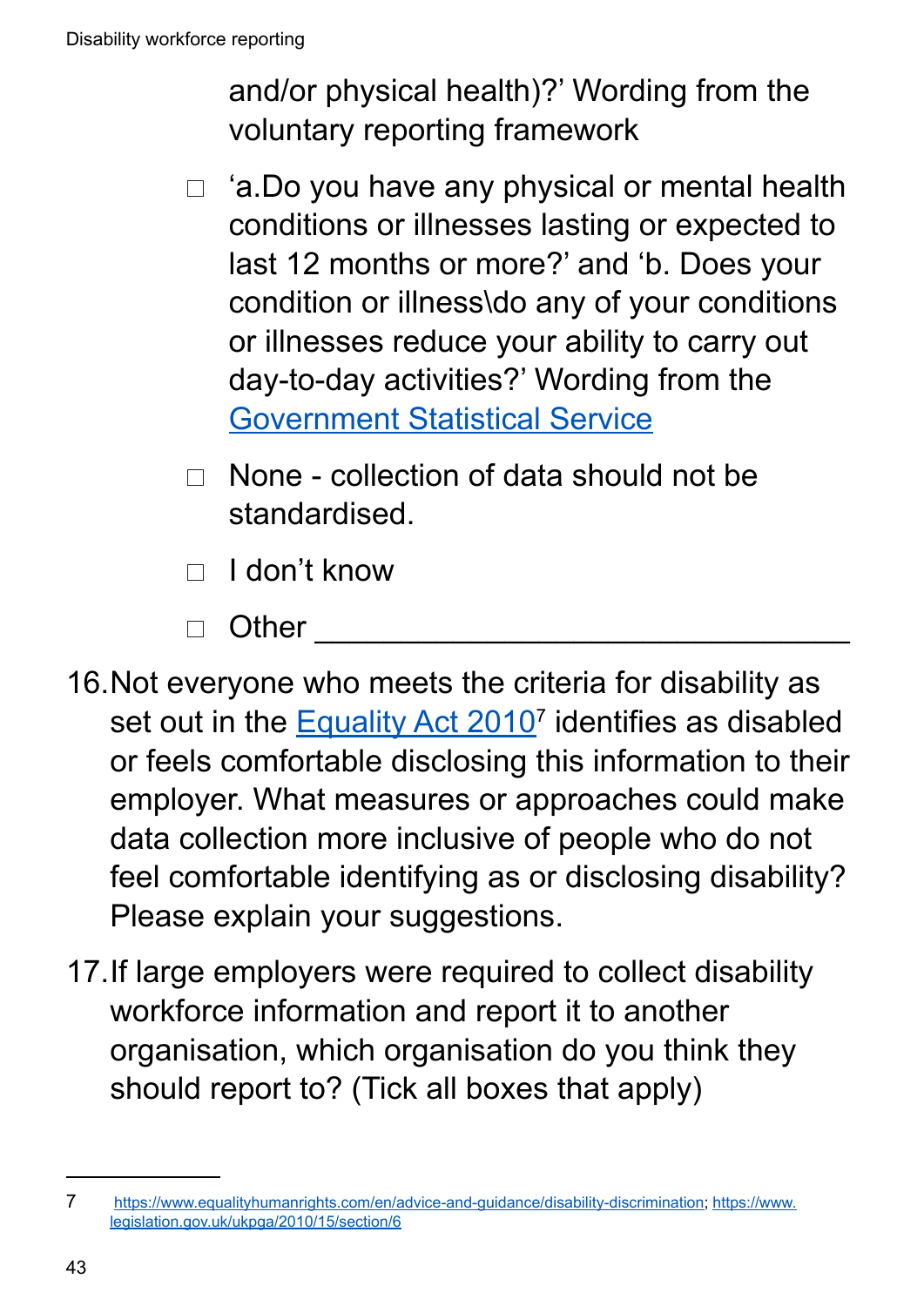and/or physical health)?' Wording from the voluntary reporting framework

- ☐ 'a.Do you have any physical or mental health conditions or illnesses lasting or expected to last 12 months or more?' and 'b. Does your condition or illness\do any of your conditions or illnesses reduce your ability to carry out day-to-day activities?' Wording from the Government Statistical Service
- ☐ None - collection of data should not be standardised.
- ☐ I don't know
- ☐ Other ______________________________

16. Not everyone who meets the criteria for disability as set out in the Equality Act 2010[7] identifies as disabled or feels comfortable disclosing this information to their employer. What measures or approaches could make data collection more inclusive of people who do not feel comfortable identifying as or disclosing disability? Please explain your suggestions.

17. If large employers were required to collect disability workforce information and report it to another organisation, which organisation do you think they should report to? (Tick all boxes that apply)

---

7 https://www.equalityhumanrights.com/en/advice-and-guidance/disability-discrimination; https://www.legislation.gov.uk/ukpga/2010/15/section/6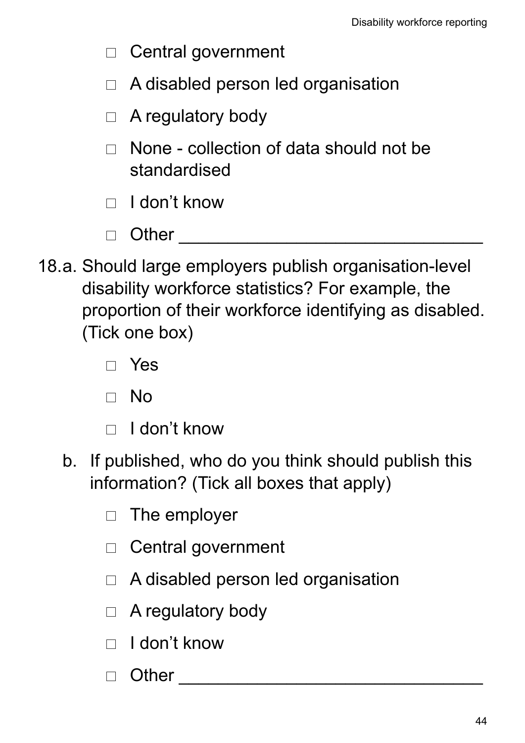- ☐ Central government
- ☐ A disabled person led organisation
- ☐ A regulatory body
- ☐ None - collection of data should not be standardised
- ☐ I don't know
- ☐ Other ________________________________

18.a. Should large employers publish organisation-level disability workforce statistics? For example, the proportion of their workforce identifying as disabled. (Tick one box)

- ☐ Yes
- ☐ No
- ☐ I don't know

b. If published, who do you think should publish this information? (Tick all boxes that apply)

- ☐ The employer
- ☐ Central government
- ☐ A disabled person led organisation
- ☐ A regulatory body
- ☐ I don't know
- ☐ Other ________________________________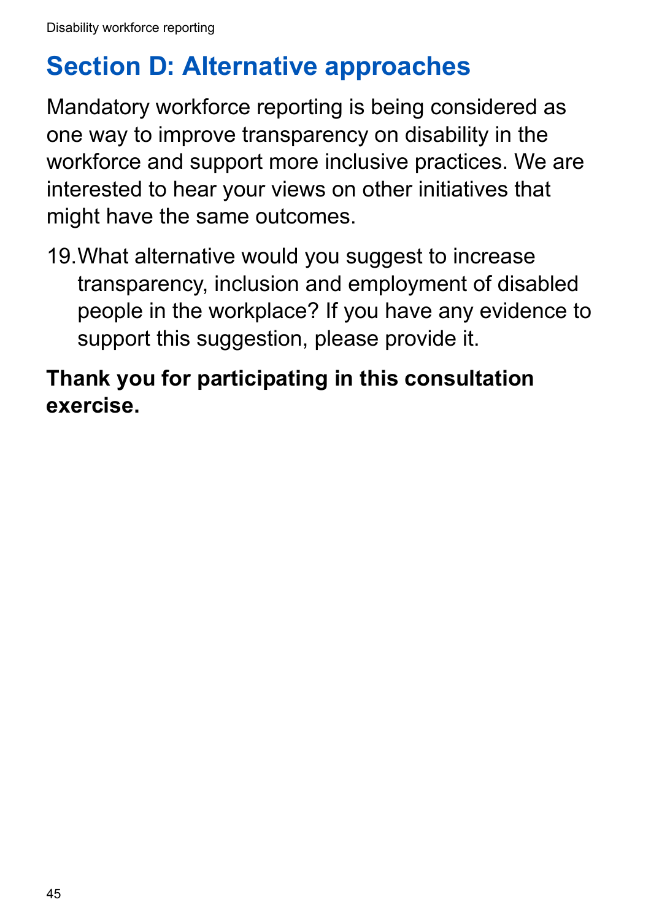## Section D: Alternative approaches

Mandatory workforce reporting is being considered as one way to improve transparency on disability in the workforce and support more inclusive practices. We are interested to hear your views on other initiatives that might have the same outcomes.

19. What alternative would you suggest to increase transparency, inclusion and employment of disabled people in the workplace? If you have any evidence to support this suggestion, please provide it.

**Thank you for participating in this consultation exercise.**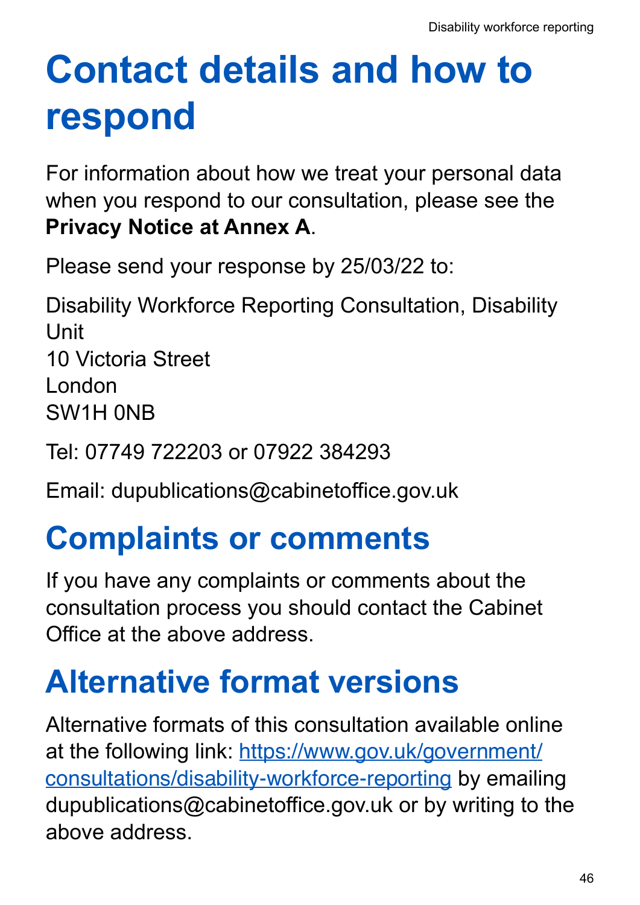# Contact details and how to respond

For information about how we treat your personal data when you respond to our consultation, please see the **Privacy Notice at Annex A**.

Please send your response by 25/03/22 to:

Disability Workforce Reporting Consultation, Disability Unit
10 Victoria Street
London
SW1H 0NB

Tel: 07749 722203 or 07922 384293

Email: dupublications@cabinetoffice.gov.uk

## Complaints or comments

If you have any complaints or comments about the consultation process you should contact the Cabinet Office at the above address.

## Alternative format versions

Alternative formats of this consultation available online at the following link: [https://www.gov.uk/government/consultations/disability-workforce-reporting](https://www.gov.uk/government/consultations/disability-workforce-reporting) by emailing dupublications@cabinetoffice.gov.uk or by writing to the above address.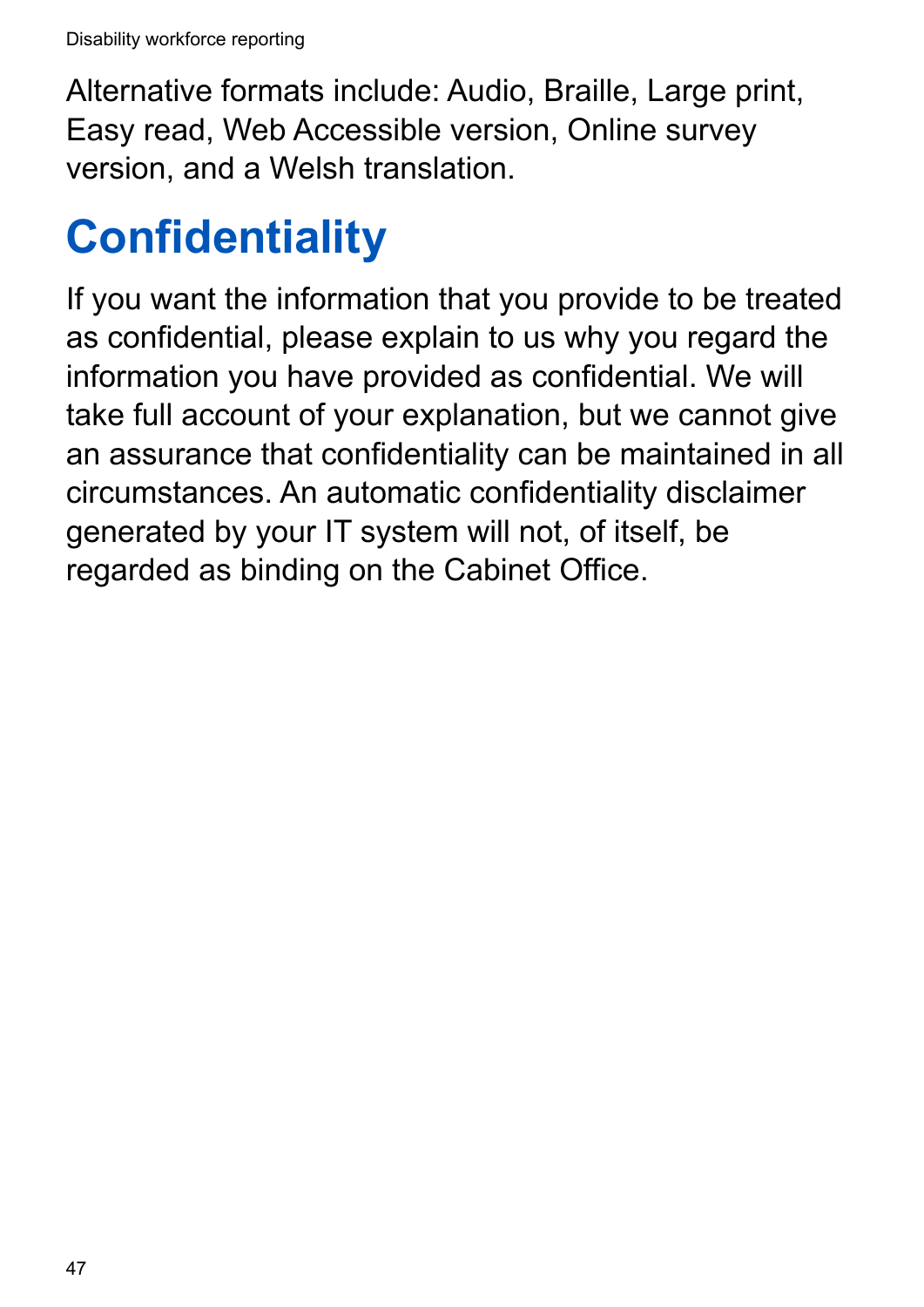Alternative formats include: Audio, Braille, Large print, Easy read, Web Accessible version, Online survey version, and a Welsh translation.

# Confidentiality

If you want the information that you provide to be treated as confidential, please explain to us why you regard the information you have provided as confidential. We will take full account of your explanation, but we cannot give an assurance that confidentiality can be maintained in all circumstances. An automatic confidentiality disclaimer generated by your IT system will not, of itself, be regarded as binding on the Cabinet Office.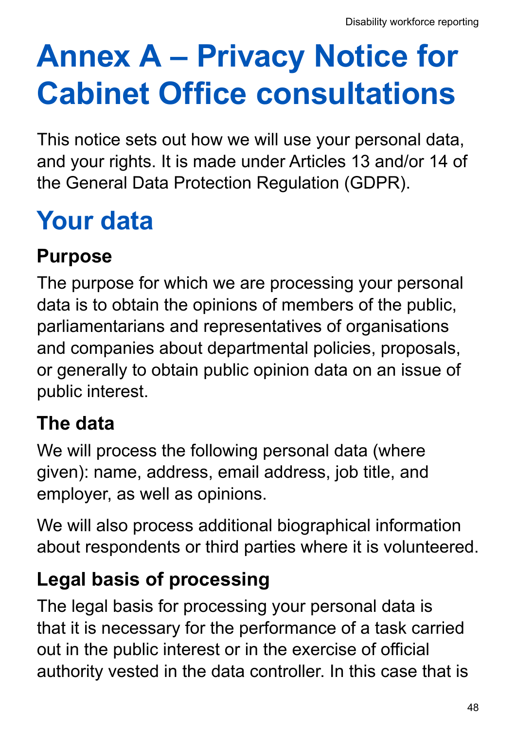# Annex A – Privacy Notice for Cabinet Office consultations

This notice sets out how we will use your personal data, and your rights. It is made under Articles 13 and/or 14 of the General Data Protection Regulation (GDPR).

## Your data

### Purpose

The purpose for which we are processing your personal data is to obtain the opinions of members of the public, parliamentarians and representatives of organisations and companies about departmental policies, proposals, or generally to obtain public opinion data on an issue of public interest.

### The data

We will process the following personal data (where given): name, address, email address, job title, and employer, as well as opinions.

We will also process additional biographical information about respondents or third parties where it is volunteered.

### Legal basis of processing

The legal basis for processing your personal data is that it is necessary for the performance of a task carried out in the public interest or in the exercise of official authority vested in the data controller. In this case that is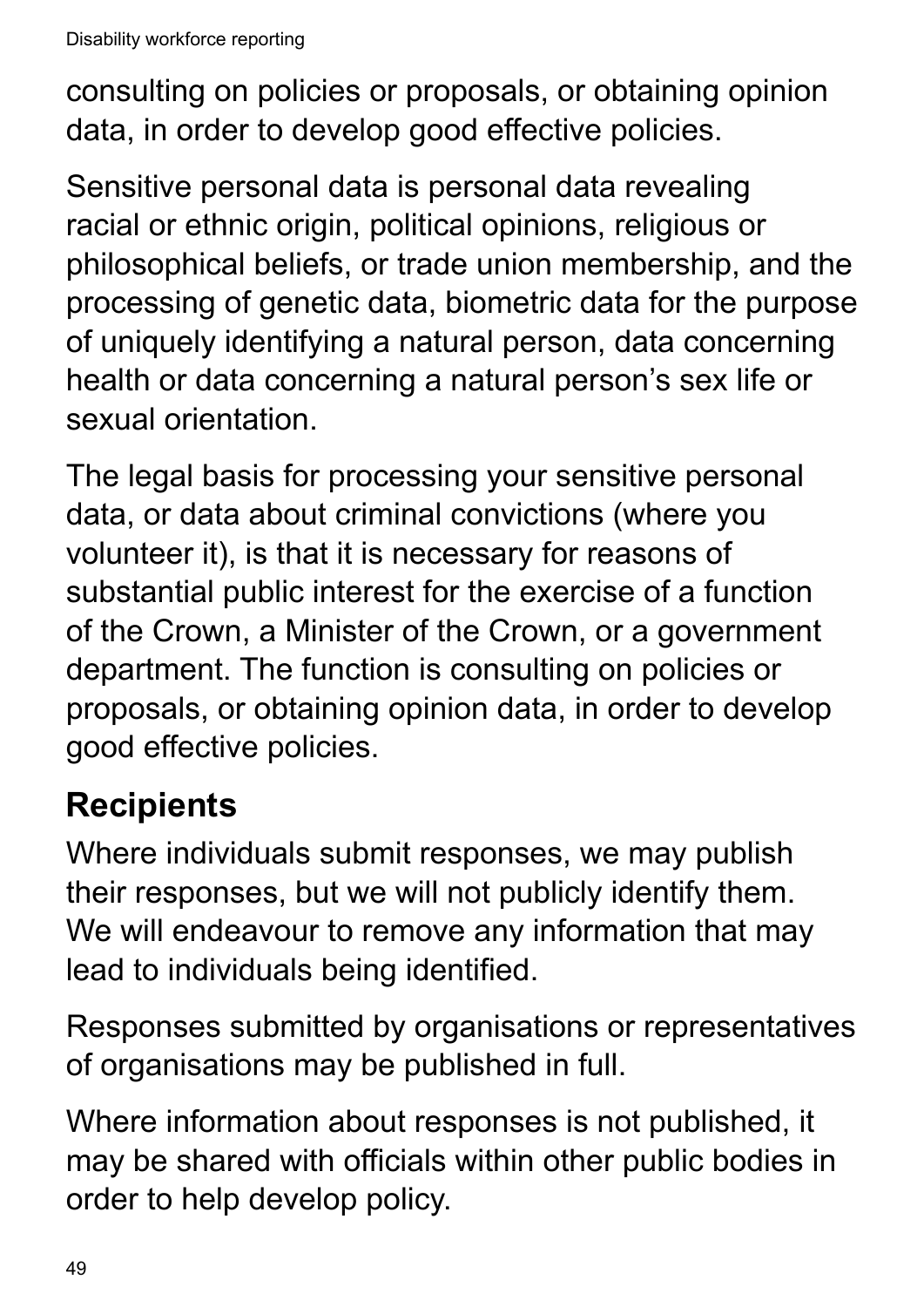consulting on policies or proposals, or obtaining opinion data, in order to develop good effective policies.

Sensitive personal data is personal data revealing racial or ethnic origin, political opinions, religious or philosophical beliefs, or trade union membership, and the processing of genetic data, biometric data for the purpose of uniquely identifying a natural person, data concerning health or data concerning a natural person's sex life or sexual orientation.

The legal basis for processing your sensitive personal data, or data about criminal convictions (where you volunteer it), is that it is necessary for reasons of substantial public interest for the exercise of a function of the Crown, a Minister of the Crown, or a government department. The function is consulting on policies or proposals, or obtaining opinion data, in order to develop good effective policies.

## Recipients

Where individuals submit responses, we may publish their responses, but we will not publicly identify them. We will endeavour to remove any information that may lead to individuals being identified.

Responses submitted by organisations or representatives of organisations may be published in full.

Where information about responses is not published, it may be shared with officials within other public bodies in order to help develop policy.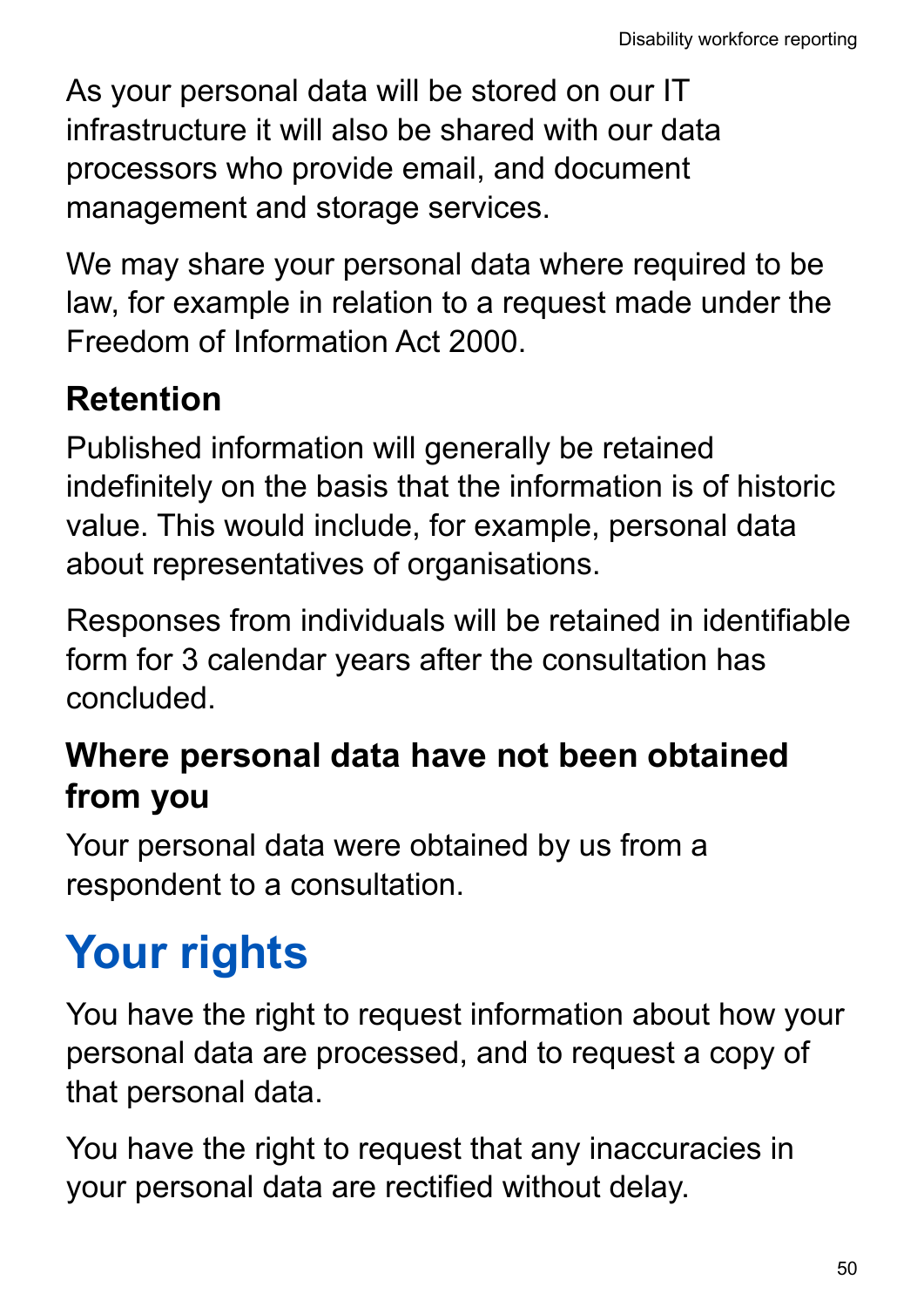As your personal data will be stored on our IT infrastructure it will also be shared with our data processors who provide email, and document management and storage services.

We may share your personal data where required to be law, for example in relation to a request made under the Freedom of Information Act 2000.

### Retention

Published information will generally be retained indefinitely on the basis that the information is of historic value. This would include, for example, personal data about representatives of organisations.

Responses from individuals will be retained in identifiable form for 3 calendar years after the consultation has concluded.

### Where personal data have not been obtained from you

Your personal data were obtained by us from a respondent to a consultation.

## Your rights

You have the right to request information about how your personal data are processed, and to request a copy of that personal data.

You have the right to request that any inaccuracies in your personal data are rectified without delay.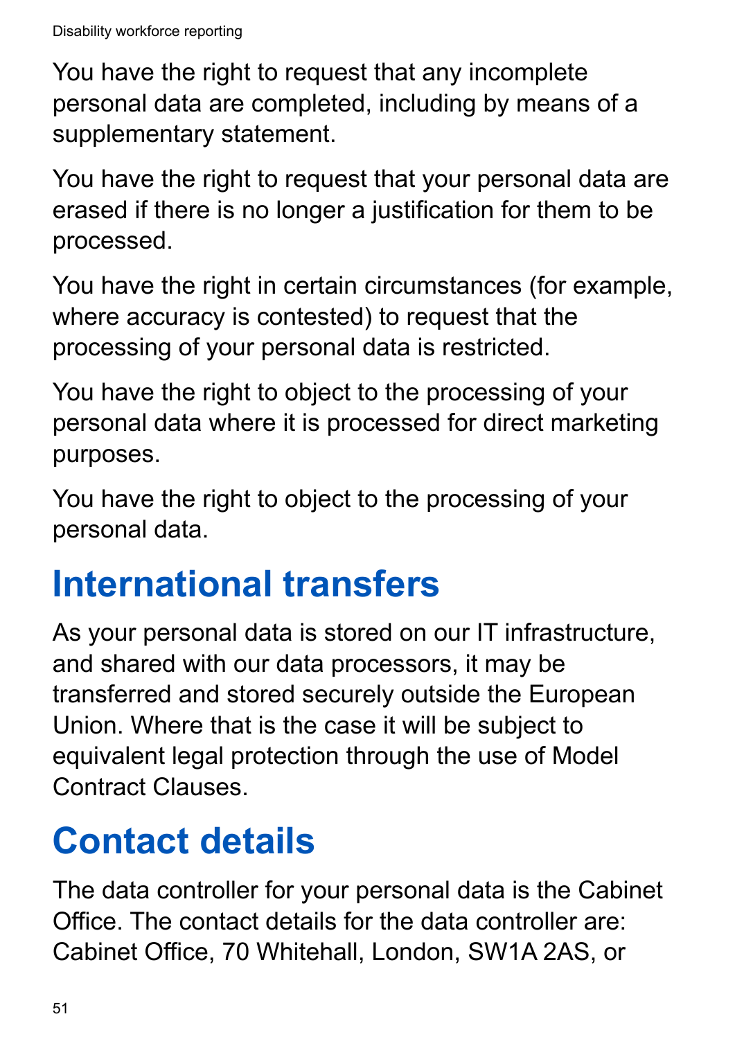You have the right to request that any incomplete personal data are completed, including by means of a supplementary statement.

You have the right to request that your personal data are erased if there is no longer a justification for them to be processed.

You have the right in certain circumstances (for example, where accuracy is contested) to request that the processing of your personal data is restricted.

You have the right to object to the processing of your personal data where it is processed for direct marketing purposes.

You have the right to object to the processing of your personal data.

# International transfers

As your personal data is stored on our IT infrastructure, and shared with our data processors, it may be transferred and stored securely outside the European Union. Where that is the case it will be subject to equivalent legal protection through the use of Model Contract Clauses.

# Contact details

The data controller for your personal data is the Cabinet Office. The contact details for the data controller are: Cabinet Office, 70 Whitehall, London, SW1A 2AS, or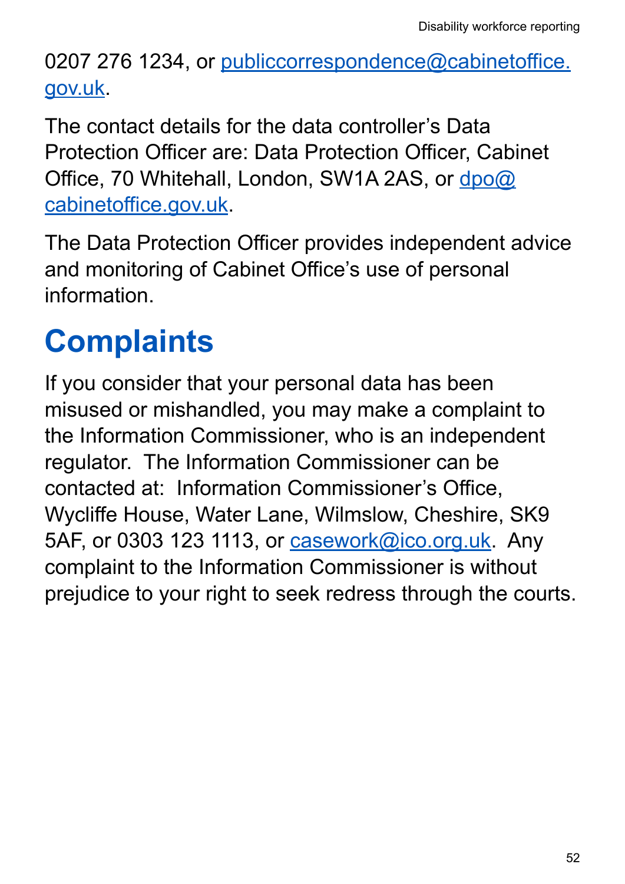0207 276 1234, or publiccorrespondence@cabinetoffice.gov.uk.

The contact details for the data controller's Data Protection Officer are: Data Protection Officer, Cabinet Office, 70 Whitehall, London, SW1A 2AS, or dpo@cabinetoffice.gov.uk.

The Data Protection Officer provides independent advice and monitoring of Cabinet Office's use of personal information.

# Complaints

If you consider that your personal data has been misused or mishandled, you may make a complaint to the Information Commissioner, who is an independent regulator. The Information Commissioner can be contacted at: Information Commissioner's Office, Wycliffe House, Water Lane, Wilmslow, Cheshire, SK9 5AF, or 0303 123 1113, or casework@ico.org.uk. Any complaint to the Information Commissioner is without prejudice to your right to seek redress through the courts.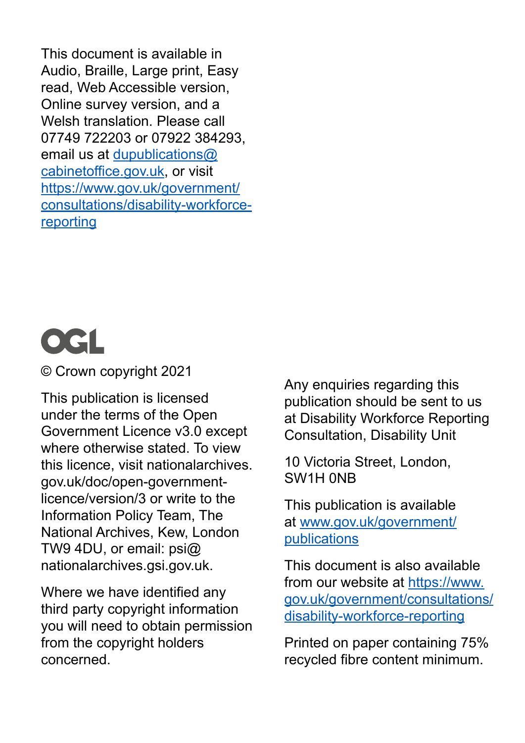This document is available in Audio, Braille, Large print, Easy read, Web Accessible version, Online survey version, and a Welsh translation. Please call 07749 722203 or 07922 384293, email us at [dupublications@cabinetoffice.gov.uk](mailto:dupublications@cabinetoffice.gov.uk), or visit [https://www.gov.uk/government/consultations/disability-workforce-reporting](https://www.gov.uk/government/consultations/disability-workforce-reporting)

OGL

© Crown copyright 2021

This publication is licensed under the terms of the Open Government Licence v3.0 except where otherwise stated. To view this licence, visit nationalarchives.gov.uk/doc/open-government-licence/version/3 or write to the Information Policy Team, The National Archives, Kew, London TW9 4DU, or email: psi@nationalarchives.gsi.gov.uk.

Where we have identified any third party copyright information you will need to obtain permission from the copyright holders concerned.

Any enquiries regarding this publication should be sent to us at Disability Workforce Reporting Consultation, Disability Unit

10 Victoria Street, London, SW1H 0NB

This publication is available at [www.gov.uk/government/publications](http://www.gov.uk/government/publications)

This document is also available from our website at [https://www.gov.uk/government/consultations/disability-workforce-reporting](https://www.gov.uk/government/consultations/disability-workforce-reporting)

Printed on paper containing 75% recycled fibre content minimum.